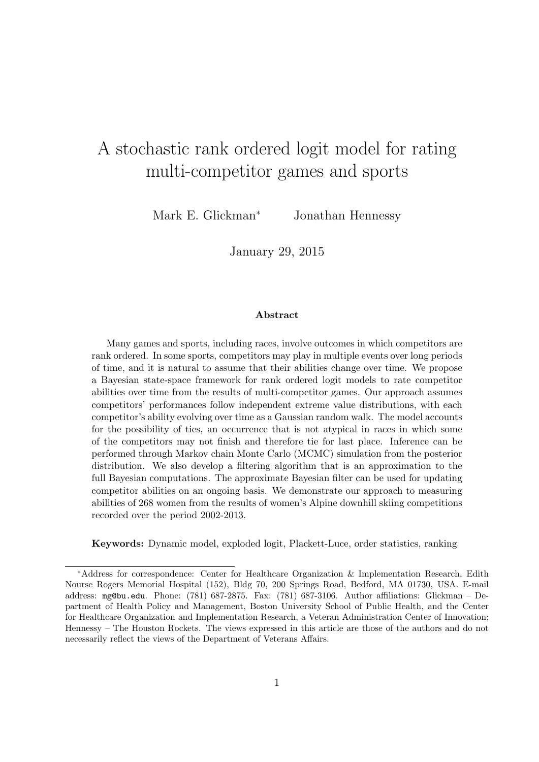# A stochastic rank ordered logit model for rating multi-competitor games and sports

Mark E. Glickman[*] Jonathan Hennessy

January 29, 2015

### Abstract

Many games and sports, including races, involve outcomes in which competitors are rank ordered. In some sports, competitors may play in multiple events over long periods of time, and it is natural to assume that their abilities change over time. We propose a Bayesian state-space framework for rank ordered logit models to rate competitor abilities over time from the results of multi-competitor games. Our approach assumes competitors' performances follow independent extreme value distributions, with each competitor's ability evolving over time as a Gaussian random walk. The model accounts for the possibility of ties, an occurrence that is not atypical in races in which some of the competitors may not finish and therefore tie for last place. Inference can be performed through Markov chain Monte Carlo (MCMC) simulation from the posterior distribution. We also develop a filtering algorithm that is an approximation to the full Bayesian computations. The approximate Bayesian filter can be used for updating competitor abilities on an ongoing basis. We demonstrate our approach to measuring abilities of 268 women from the results of women's Alpine downhill skiing competitions recorded over the period 2002-2013.

**Keywords:** Dynamic model, exploded logit, Plackett-Luce, order statistics, ranking

---

[*]Address for correspondence: Center for Healthcare Organization & Implementation Research, Edith Nourse Rogers Memorial Hospital (152), Bldg 70, 200 Springs Road, Bedford, MA 01730, USA. E-mail address: mg@bu.edu. Phone: (781) 687-2875. Fax: (781) 687-3106. Author affiliations: Glickman – Department of Health Policy and Management, Boston University School of Public Health, and the Center for Healthcare Organization and Implementation Research, a Veteran Administration Center of Innovation; Hennessy – The Houston Rockets. The views expressed in this article are those of the authors and do not necessarily reflect the views of the Department of Veterans Affairs.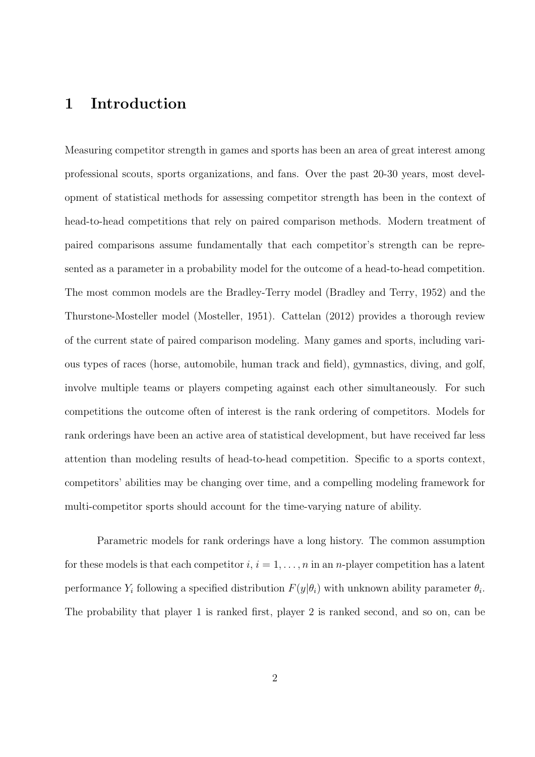# 1 Introduction

Measuring competitor strength in games and sports has been an area of great interest among professional scouts, sports organizations, and fans. Over the past 20-30 years, most development of statistical methods for assessing competitor strength has been in the context of head-to-head competitions that rely on paired comparison methods. Modern treatment of paired comparisons assume fundamentally that each competitor's strength can be represented as a parameter in a probability model for the outcome of a head-to-head competition. The most common models are the Bradley-Terry model (Bradley and Terry, 1952) and the Thurstone-Mosteller model (Mosteller, 1951). Cattelan (2012) provides a thorough review of the current state of paired comparison modeling. Many games and sports, including various types of races (horse, automobile, human track and field), gymnastics, diving, and golf, involve multiple teams or players competing against each other simultaneously. For such competitions the outcome often of interest is the rank ordering of competitors. Models for rank orderings have been an active area of statistical development, but have received far less attention than modeling results of head-to-head competition. Specific to a sports context, competitors' abilities may be changing over time, and a compelling modeling framework for multi-competitor sports should account for the time-varying nature of ability.

Parametric models for rank orderings have a long history. The common assumption for these models is that each competitor $i$, $i = 1, \ldots, n$ in an $n$-player competition has a latent performance $Y_i$ following a specified distribution $F(y|\theta_i)$ with unknown ability parameter $\theta_i$. The probability that player 1 is ranked first, player 2 is ranked second, and so on, can be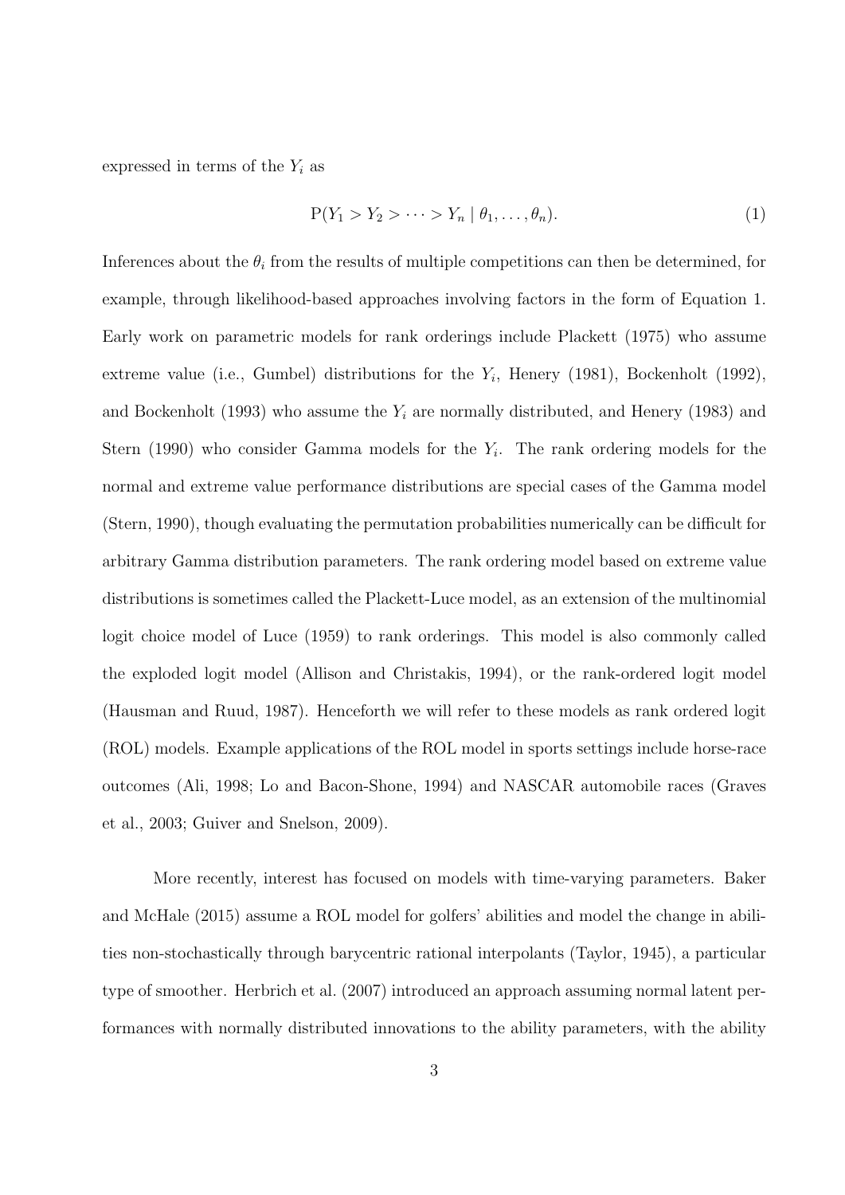expressed in terms of the $Y_i$ as

$$\mathrm{P}(Y_1 > Y_2 > \cdots > Y_n \mid \theta_1, \ldots, \theta_n). \tag{1}$$

Inferences about the $\theta_i$ from the results of multiple competitions can then be determined, for example, through likelihood-based approaches involving factors in the form of Equation 1. Early work on parametric models for rank orderings include Plackett (1975) who assume extreme value (i.e., Gumbel) distributions for the $Y_i$, Henery (1981), Bockenholt (1992), and Bockenholt (1993) who assume the $Y_i$ are normally distributed, and Henery (1983) and Stern (1990) who consider Gamma models for the $Y_i$. The rank ordering models for the normal and extreme value performance distributions are special cases of the Gamma model (Stern, 1990), though evaluating the permutation probabilities numerically can be difficult for arbitrary Gamma distribution parameters. The rank ordering model based on extreme value distributions is sometimes called the Plackett-Luce model, as an extension of the multinomial logit choice model of Luce (1959) to rank orderings. This model is also commonly called the exploded logit model (Allison and Christakis, 1994), or the rank-ordered logit model (Hausman and Ruud, 1987). Henceforth we will refer to these models as rank ordered logit (ROL) models. Example applications of the ROL model in sports settings include horse-race outcomes (Ali, 1998; Lo and Bacon-Shone, 1994) and NASCAR automobile races (Graves et al., 2003; Guiver and Snelson, 2009).

More recently, interest has focused on models with time-varying parameters. Baker and McHale (2015) assume a ROL model for golfers' abilities and model the change in abilities non-stochastically through barycentric rational interpolants (Taylor, 1945), a particular type of smoother. Herbrich et al. (2007) introduced an approach assuming normal latent performances with normally distributed innovations to the ability parameters, with the ability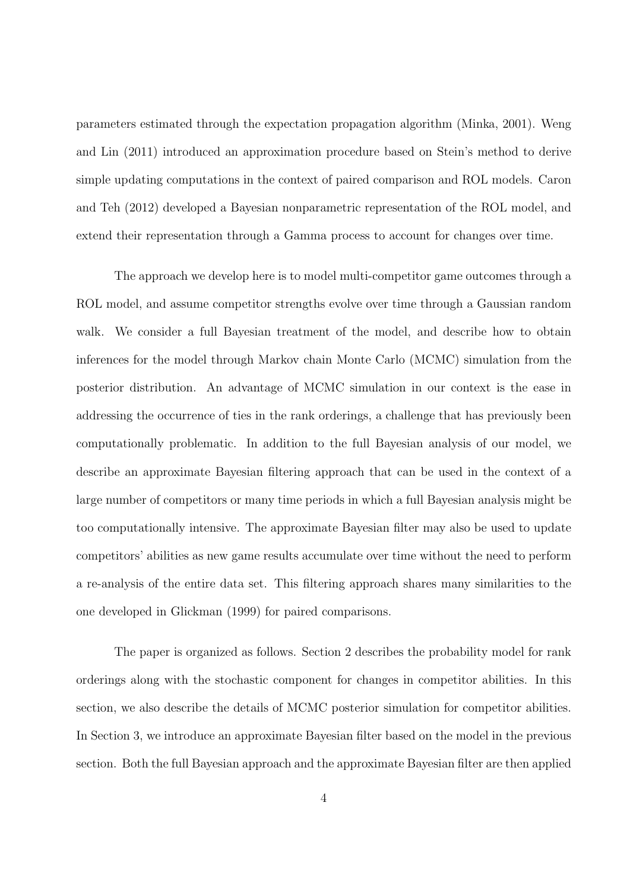parameters estimated through the expectation propagation algorithm (Minka, 2001). Weng and Lin (2011) introduced an approximation procedure based on Stein's method to derive simple updating computations in the context of paired comparison and ROL models. Caron and Teh (2012) developed a Bayesian nonparametric representation of the ROL model, and extend their representation through a Gamma process to account for changes over time.

The approach we develop here is to model multi-competitor game outcomes through a ROL model, and assume competitor strengths evolve over time through a Gaussian random walk. We consider a full Bayesian treatment of the model, and describe how to obtain inferences for the model through Markov chain Monte Carlo (MCMC) simulation from the posterior distribution. An advantage of MCMC simulation in our context is the ease in addressing the occurrence of ties in the rank orderings, a challenge that has previously been computationally problematic. In addition to the full Bayesian analysis of our model, we describe an approximate Bayesian filtering approach that can be used in the context of a large number of competitors or many time periods in which a full Bayesian analysis might be too computationally intensive. The approximate Bayesian filter may also be used to update competitors' abilities as new game results accumulate over time without the need to perform a re-analysis of the entire data set. This filtering approach shares many similarities to the one developed in Glickman (1999) for paired comparisons.

The paper is organized as follows. Section 2 describes the probability model for rank orderings along with the stochastic component for changes in competitor abilities. In this section, we also describe the details of MCMC posterior simulation for competitor abilities. In Section 3, we introduce an approximate Bayesian filter based on the model in the previous section. Both the full Bayesian approach and the approximate Bayesian filter are then applied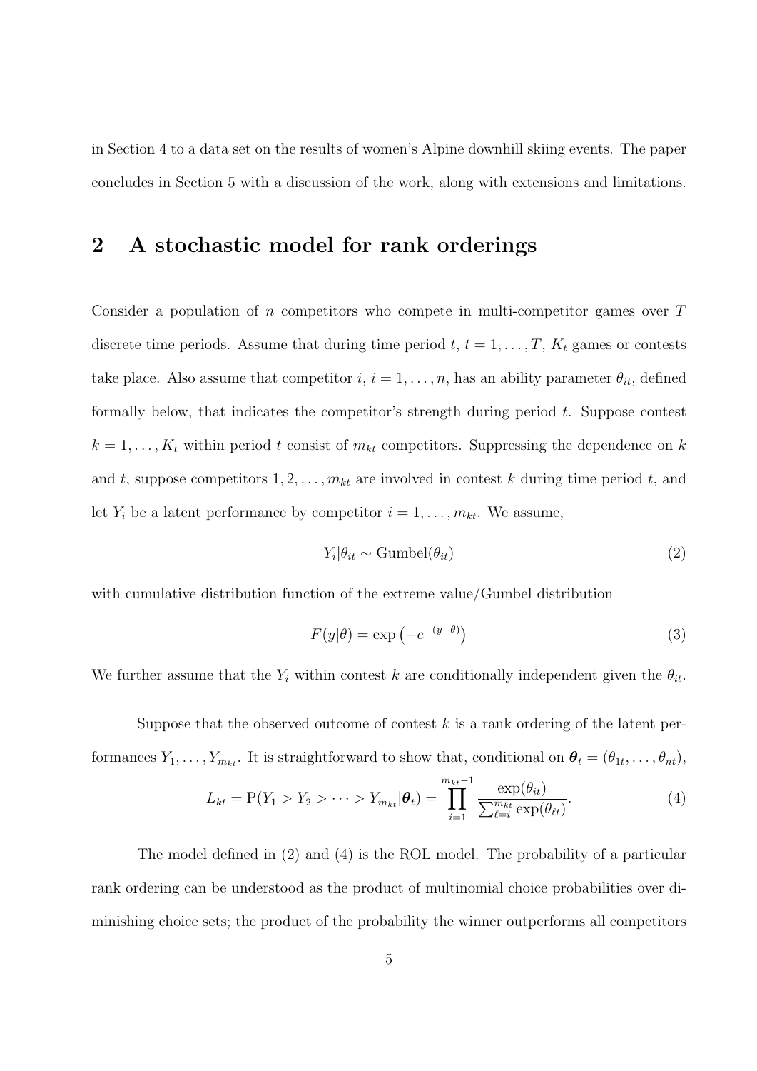in Section 4 to a data set on the results of women's Alpine downhill skiing events. The paper concludes in Section 5 with a discussion of the work, along with extensions and limitations.

## 2 A stochastic model for rank orderings

Consider a population of $n$ competitors who compete in multi-competitor games over $T$ discrete time periods. Assume that during time period $t$, $t = 1, \ldots, T$, $K_t$ games or contests take place. Also assume that competitor $i$, $i = 1, \ldots, n$, has an ability parameter $\theta_{it}$, defined formally below, that indicates the competitor's strength during period $t$. Suppose contest $k = 1, \ldots, K_t$ within period $t$ consist of $m_{kt}$ competitors. Suppressing the dependence on $k$ and $t$, suppose competitors $1, 2, \ldots, m_{kt}$ are involved in contest $k$ during time period $t$, and let $Y_i$ be a latent performance by competitor $i = 1, \ldots, m_{kt}$. We assume,

$$Y_i | \theta_{it} \sim \text{Gumbel}(\theta_{it}) \tag{2}$$

with cumulative distribution function of the extreme value/Gumbel distribution

$$F(y|\theta) = \exp\left(-e^{-(y-\theta)}\right) \tag{3}$$

We further assume that the $Y_i$ within contest $k$ are conditionally independent given the $\theta_{it}$.

Suppose that the observed outcome of contest $k$ is a rank ordering of the latent performances $Y_1, \ldots, Y_{m_{kt}}$. It is straightforward to show that, conditional on $\boldsymbol{\theta}_t = (\theta_{1t}, \ldots, \theta_{nt})$,

$$L_{kt} = \text{P}(Y_1 > Y_2 > \cdots > Y_{m_{kt}} | \boldsymbol{\theta}_t) = \prod_{i=1}^{m_{kt}-1} \frac{\exp(\theta_{it})}{\sum_{\ell=i}^{m_{kt}} \exp(\theta_{\ell t})}. \tag{4}$$

The model defined in (2) and (4) is the ROL model. The probability of a particular rank ordering can be understood as the product of multinomial choice probabilities over diminishing choice sets; the product of the probability the winner outperforms all competitors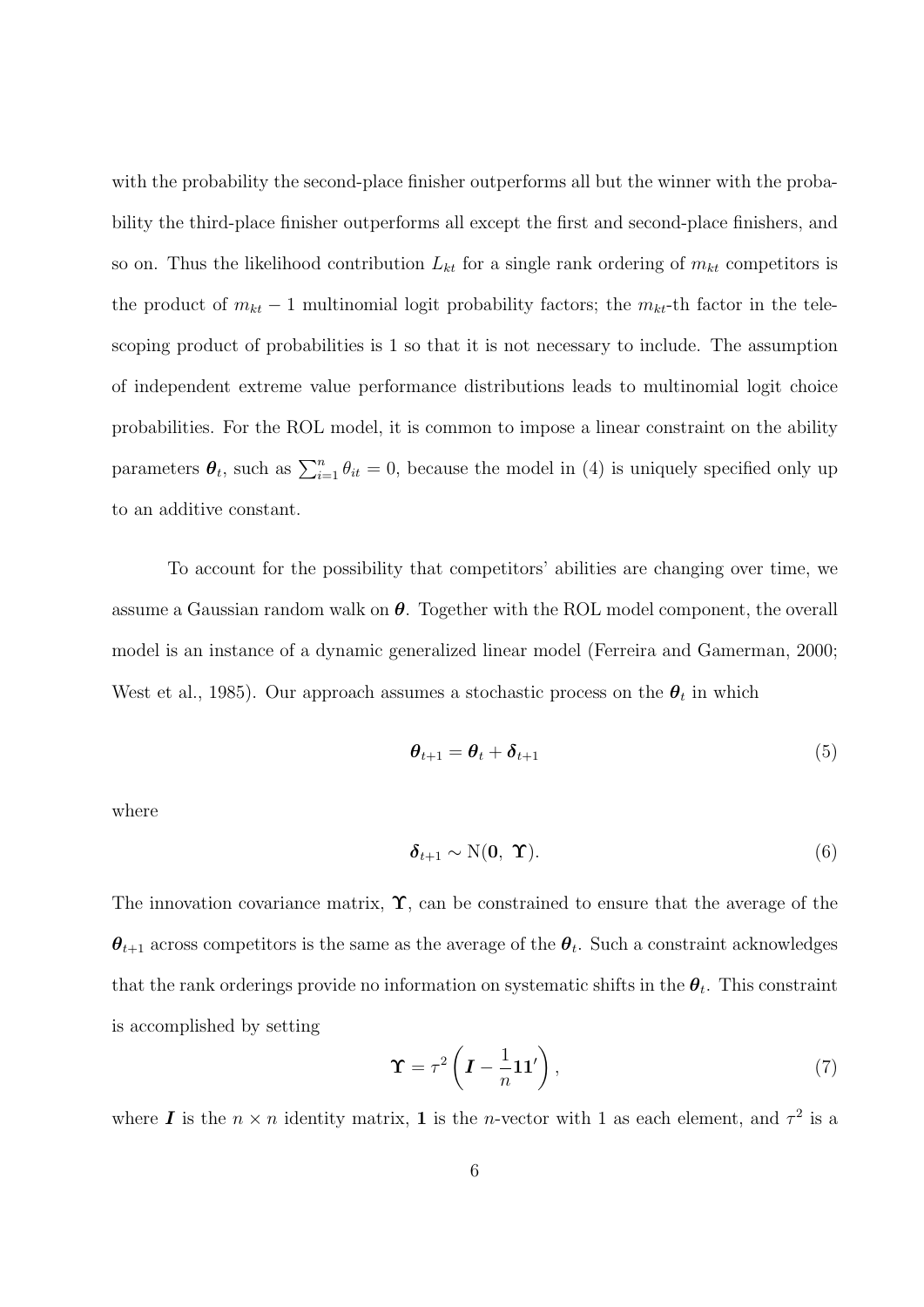with the probability the second-place finisher outperforms all but the winner with the probability the third-place finisher outperforms all except the first and second-place finishers, and so on. Thus the likelihood contribution $L_{kt}$ for a single rank ordering of $m_{kt}$ competitors is the product of $m_{kt} - 1$ multinomial logit probability factors; the $m_{kt}$-th factor in the telescoping product of probabilities is 1 so that it is not necessary to include. The assumption of independent extreme value performance distributions leads to multinomial logit choice probabilities. For the ROL model, it is common to impose a linear constraint on the ability parameters $\boldsymbol{\theta}_t$, such as $\sum_{i=1}^{n} \theta_{it} = 0$, because the model in (4) is uniquely specified only up to an additive constant.

To account for the possibility that competitors' abilities are changing over time, we assume a Gaussian random walk on $\boldsymbol{\theta}$. Together with the ROL model component, the overall model is an instance of a dynamic generalized linear model (Ferreira and Gamerman, 2000; West et al., 1985). Our approach assumes a stochastic process on the $\boldsymbol{\theta}_t$ in which

$$\boldsymbol{\theta}_{t+1} = \boldsymbol{\theta}_t + \boldsymbol{\delta}_{t+1} \tag{5}$$

where

$$\boldsymbol{\delta}_{t+1} \sim \mathrm{N}(\mathbf{0},\ \boldsymbol{\Upsilon}). \tag{6}$$

The innovation covariance matrix, $\boldsymbol{\Upsilon}$, can be constrained to ensure that the average of the $\boldsymbol{\theta}_{t+1}$ across competitors is the same as the average of the $\boldsymbol{\theta}_t$. Such a constraint acknowledges that the rank orderings provide no information on systematic shifts in the $\boldsymbol{\theta}_t$. This constraint is accomplished by setting

$$\boldsymbol{\Upsilon} = \tau^2 \left( \boldsymbol{I} - \frac{1}{n} \mathbf{1}\mathbf{1}' \right), \tag{7}$$

where $\boldsymbol{I}$ is the $n \times n$ identity matrix, $\mathbf{1}$ is the $n$-vector with 1 as each element, and $\tau^2$ is a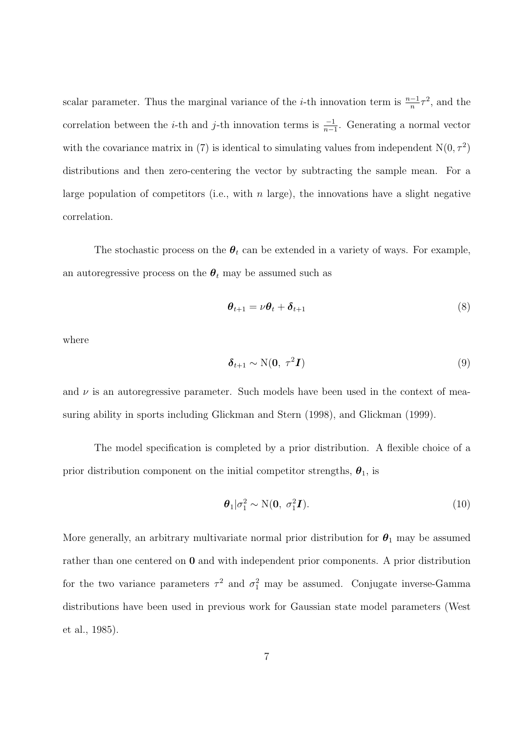scalar parameter. Thus the marginal variance of the $i$-th innovation term is $\frac{n-1}{n}\tau^2$, and the correlation between the $i$-th and $j$-th innovation terms is $\frac{-1}{n-1}$. Generating a normal vector with the covariance matrix in (7) is identical to simulating values from independent $\mathrm{N}(0, \tau^2)$ distributions and then zero-centering the vector by subtracting the sample mean. For a large population of competitors (i.e., with $n$ large), the innovations have a slight negative correlation.

The stochastic process on the $\boldsymbol{\theta}_t$ can be extended in a variety of ways. For example, an autoregressive process on the $\boldsymbol{\theta}_t$ may be assumed such as

$$\boldsymbol{\theta}_{t+1} = \nu \boldsymbol{\theta}_t + \boldsymbol{\delta}_{t+1} \tag{8}$$

where

$$\boldsymbol{\delta}_{t+1} \sim \mathrm{N}(\mathbf{0},\ \tau^2 \boldsymbol{I}) \tag{9}$$

and $\nu$ is an autoregressive parameter. Such models have been used in the context of measuring ability in sports including Glickman and Stern (1998), and Glickman (1999).

The model specification is completed by a prior distribution. A flexible choice of a prior distribution component on the initial competitor strengths, $\boldsymbol{\theta}_1$, is

$$\boldsymbol{\theta}_1 | \sigma_1^2 \sim \mathrm{N}(\mathbf{0},\ \sigma_1^2 \boldsymbol{I}). \tag{10}$$

More generally, an arbitrary multivariate normal prior distribution for $\boldsymbol{\theta}_1$ may be assumed rather than one centered on $\mathbf{0}$ and with independent prior components. A prior distribution for the two variance parameters $\tau^2$ and $\sigma_1^2$ may be assumed. Conjugate inverse-Gamma distributions have been used in previous work for Gaussian state model parameters (West et al., 1985).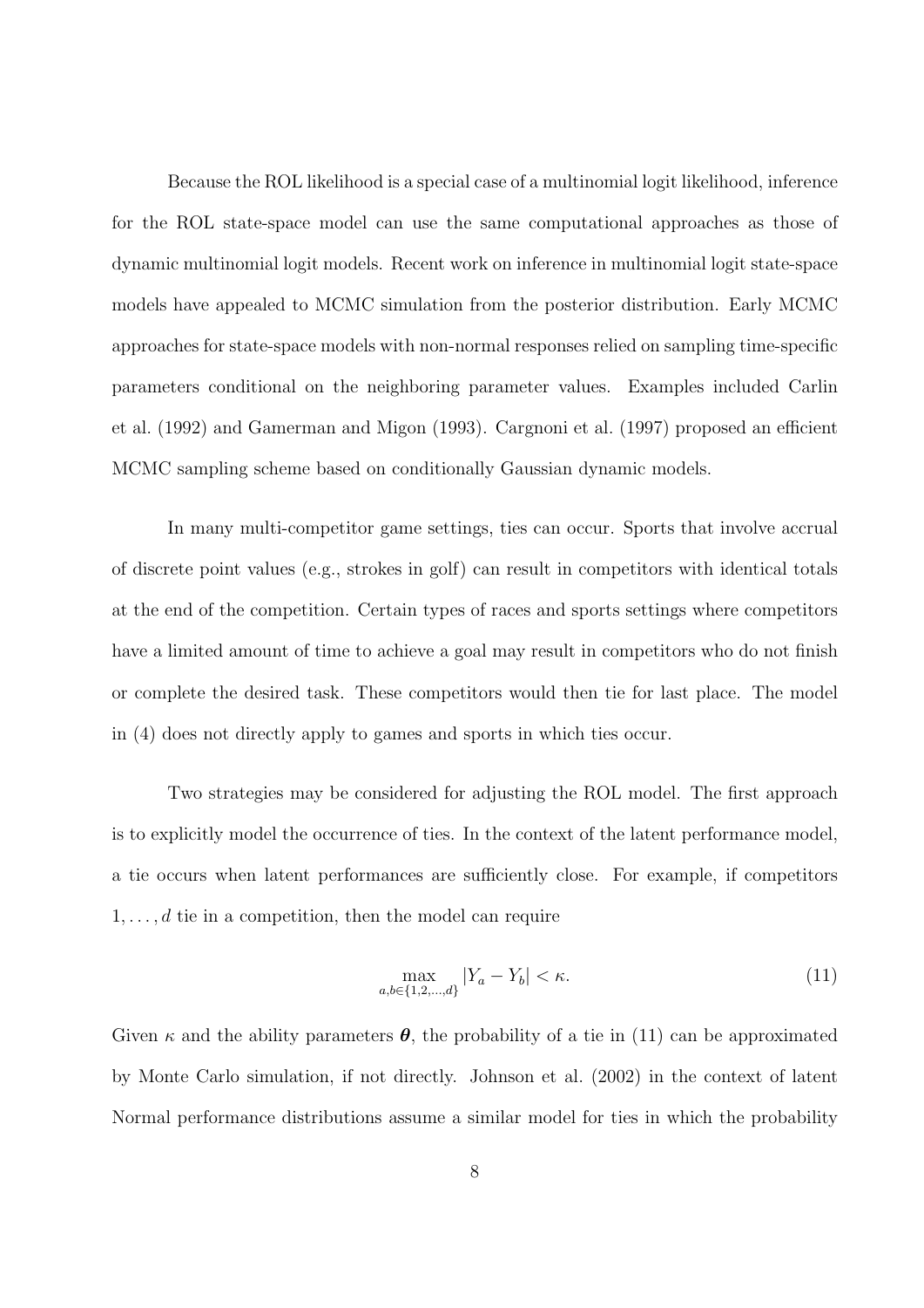Because the ROL likelihood is a special case of a multinomial logit likelihood, inference for the ROL state-space model can use the same computational approaches as those of dynamic multinomial logit models. Recent work on inference in multinomial logit state-space models have appealed to MCMC simulation from the posterior distribution. Early MCMC approaches for state-space models with non-normal responses relied on sampling time-specific parameters conditional on the neighboring parameter values. Examples included Carlin et al. (1992) and Gamerman and Migon (1993). Cargnoni et al. (1997) proposed an efficient MCMC sampling scheme based on conditionally Gaussian dynamic models.

In many multi-competitor game settings, ties can occur. Sports that involve accrual of discrete point values (e.g., strokes in golf) can result in competitors with identical totals at the end of the competition. Certain types of races and sports settings where competitors have a limited amount of time to achieve a goal may result in competitors who do not finish or complete the desired task. These competitors would then tie for last place. The model in (4) does not directly apply to games and sports in which ties occur.

Two strategies may be considered for adjusting the ROL model. The first approach is to explicitly model the occurrence of ties. In the context of the latent performance model, a tie occurs when latent performances are sufficiently close. For example, if competitors $1, \ldots, d$ tie in a competition, then the model can require

$$\max_{a,b \in \{1,2,\ldots,d\}} |Y_a - Y_b| < \kappa. \tag{11}$$

Given $\kappa$ and the ability parameters $\boldsymbol{\theta}$, the probability of a tie in (11) can be approximated by Monte Carlo simulation, if not directly. Johnson et al. (2002) in the context of latent Normal performance distributions assume a similar model for ties in which the probability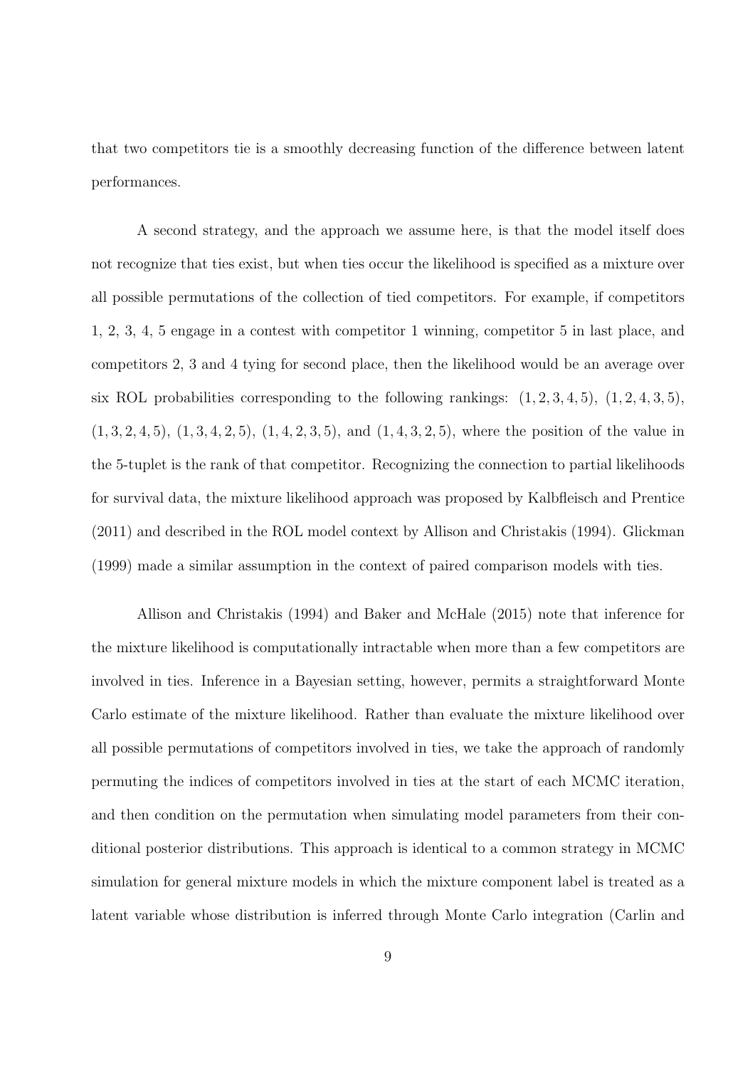that two competitors tie is a smoothly decreasing function of the difference between latent performances.

A second strategy, and the approach we assume here, is that the model itself does not recognize that ties exist, but when ties occur the likelihood is specified as a mixture over all possible permutations of the collection of tied competitors. For example, if competitors 1, 2, 3, 4, 5 engage in a contest with competitor 1 winning, competitor 5 in last place, and competitors 2, 3 and 4 tying for second place, then the likelihood would be an average over six ROL probabilities corresponding to the following rankings: $(1, 2, 3, 4, 5)$, $(1, 2, 4, 3, 5)$, $(1, 3, 2, 4, 5)$, $(1, 3, 4, 2, 5)$, $(1, 4, 2, 3, 5)$, and $(1, 4, 3, 2, 5)$, where the position of the value in the 5-tuplet is the rank of that competitor. Recognizing the connection to partial likelihoods for survival data, the mixture likelihood approach was proposed by Kalbfleisch and Prentice (2011) and described in the ROL model context by Allison and Christakis (1994). Glickman (1999) made a similar assumption in the context of paired comparison models with ties.

Allison and Christakis (1994) and Baker and McHale (2015) note that inference for the mixture likelihood is computationally intractable when more than a few competitors are involved in ties. Inference in a Bayesian setting, however, permits a straightforward Monte Carlo estimate of the mixture likelihood. Rather than evaluate the mixture likelihood over all possible permutations of competitors involved in ties, we take the approach of randomly permuting the indices of competitors involved in ties at the start of each MCMC iteration, and then condition on the permutation when simulating model parameters from their conditional posterior distributions. This approach is identical to a common strategy in MCMC simulation for general mixture models in which the mixture component label is treated as a latent variable whose distribution is inferred through Monte Carlo integration (Carlin and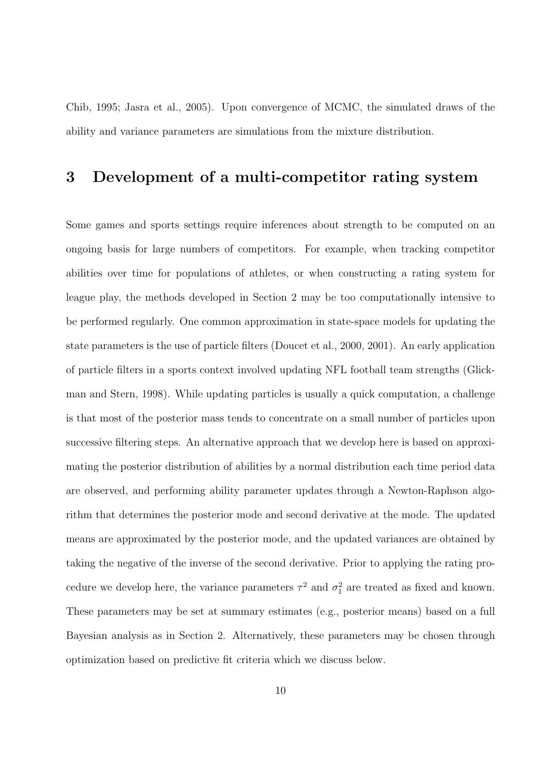Chib, 1995; Jasra et al., 2005). Upon convergence of MCMC, the simulated draws of the ability and variance parameters are simulations from the mixture distribution.

# 3 Development of a multi-competitor rating system

Some games and sports settings require inferences about strength to be computed on an ongoing basis for large numbers of competitors. For example, when tracking competitor abilities over time for populations of athletes, or when constructing a rating system for league play, the methods developed in Section 2 may be too computationally intensive to be performed regularly. One common approximation in state-space models for updating the state parameters is the use of particle filters (Doucet et al., 2000, 2001). An early application of particle filters in a sports context involved updating NFL football team strengths (Glickman and Stern, 1998). While updating particles is usually a quick computation, a challenge is that most of the posterior mass tends to concentrate on a small number of particles upon successive filtering steps. An alternative approach that we develop here is based on approximating the posterior distribution of abilities by a normal distribution each time period data are observed, and performing ability parameter updates through a Newton-Raphson algorithm that determines the posterior mode and second derivative at the mode. The updated means are approximated by the posterior mode, and the updated variances are obtained by taking the negative of the inverse of the second derivative. Prior to applying the rating procedure we develop here, the variance parameters $\tau^2$ and $\sigma_1^2$ are treated as fixed and known. These parameters may be set at summary estimates (e.g., posterior means) based on a full Bayesian analysis as in Section 2. Alternatively, these parameters may be chosen through optimization based on predictive fit criteria which we discuss below.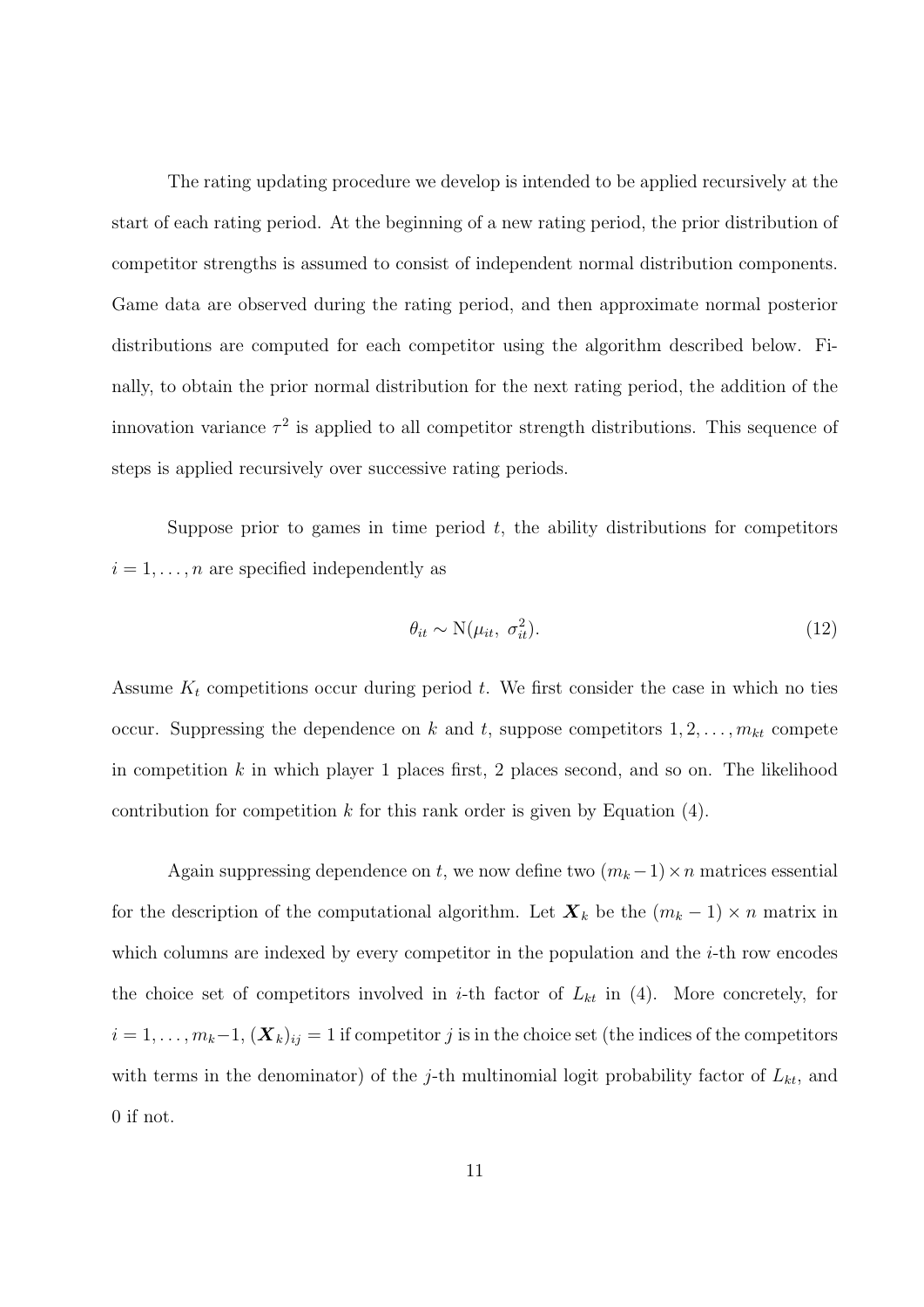The rating updating procedure we develop is intended to be applied recursively at the start of each rating period. At the beginning of a new rating period, the prior distribution of competitor strengths is assumed to consist of independent normal distribution components. Game data are observed during the rating period, and then approximate normal posterior distributions are computed for each competitor using the algorithm described below. Finally, to obtain the prior normal distribution for the next rating period, the addition of the innovation variance $\tau^2$ is applied to all competitor strength distributions. This sequence of steps is applied recursively over successive rating periods.

Suppose prior to games in time period $t$, the ability distributions for competitors $i = 1, \ldots, n$ are specified independently as

$$\theta_{it} \sim \mathrm{N}(\mu_{it},\ \sigma_{it}^2). \tag{12}$$

Assume $K_t$ competitions occur during period $t$. We first consider the case in which no ties occur. Suppressing the dependence on $k$ and $t$, suppose competitors $1, 2, \ldots, m_{kt}$ compete in competition $k$ in which player 1 places first, 2 places second, and so on. The likelihood contribution for competition $k$ for this rank order is given by Equation (4).

Again suppressing dependence on $t$, we now define two $(m_k - 1) \times n$ matrices essential for the description of the computational algorithm. Let $\boldsymbol{X}_k$ be the $(m_k - 1) \times n$ matrix in which columns are indexed by every competitor in the population and the $i$-th row encodes the choice set of competitors involved in $i$-th factor of $L_{kt}$ in (4). More concretely, for $i = 1, \ldots, m_k - 1$, $(\boldsymbol{X}_k)_{ij} = 1$ if competitor $j$ is in the choice set (the indices of the competitors with terms in the denominator) of the $j$-th multinomial logit probability factor of $L_{kt}$, and 0 if not.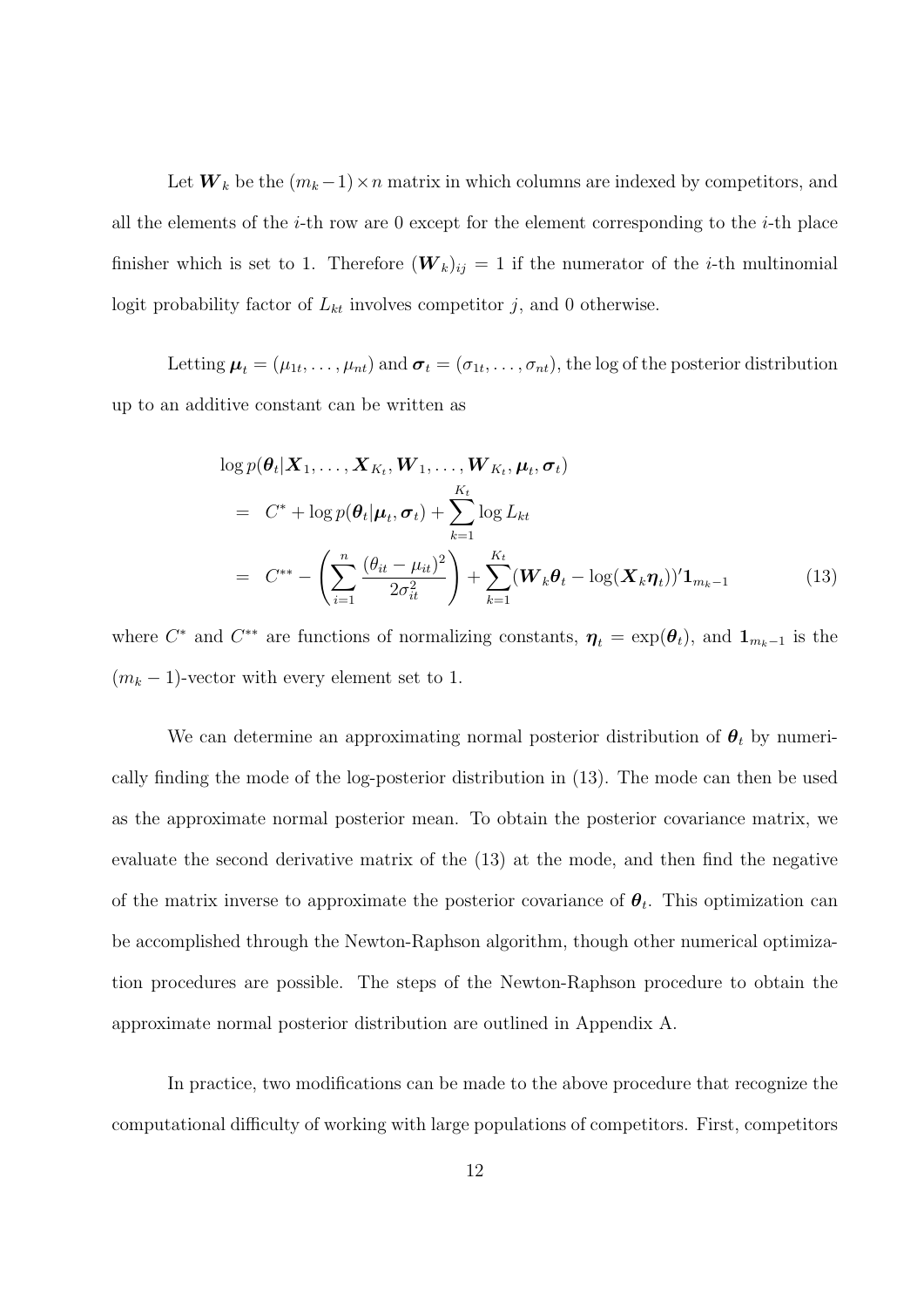Let $\boldsymbol{W}_k$ be the $(m_k - 1) \times n$ matrix in which columns are indexed by competitors, and all the elements of the $i$-th row are 0 except for the element corresponding to the $i$-th place finisher which is set to 1. Therefore $(\boldsymbol{W}_k)_{ij} = 1$ if the numerator of the $i$-th multinomial logit probability factor of $L_{kt}$ involves competitor $j$, and 0 otherwise.

Letting $\boldsymbol{\mu}_t = (\mu_{1t}, \ldots, \mu_{nt})$ and $\boldsymbol{\sigma}_t = (\sigma_{1t}, \ldots, \sigma_{nt})$, the log of the posterior distribution up to an additive constant can be written as

$$
\begin{aligned}
& \log p(\boldsymbol{\theta}_t | \boldsymbol{X}_1, \ldots, \boldsymbol{X}_{K_t}, \boldsymbol{W}_1, \ldots, \boldsymbol{W}_{K_t}, \boldsymbol{\mu}_t, \boldsymbol{\sigma}_t) \\
&= C^* + \log p(\boldsymbol{\theta}_t | \boldsymbol{\mu}_t, \boldsymbol{\sigma}_t) + \sum_{k=1}^{K_t} \log L_{kt} \\
&= C^{**} - \left( \sum_{i=1}^{n} \frac{(\theta_{it} - \mu_{it})^2}{2\sigma_{it}^2} \right) + \sum_{k=1}^{K_t} (\boldsymbol{W}_k \boldsymbol{\theta}_t - \log(\boldsymbol{X}_k \boldsymbol{\eta}_t))' \mathbf{1}_{m_k - 1} \qquad (13)
\end{aligned}
$$

where $C^*$ and $C^{**}$ are functions of normalizing constants, $\boldsymbol{\eta}_t = \exp(\boldsymbol{\theta}_t)$, and $\mathbf{1}_{m_k-1}$ is the $(m_k - 1)$-vector with every element set to 1.

We can determine an approximating normal posterior distribution of $\boldsymbol{\theta}_t$ by numerically finding the mode of the log-posterior distribution in (13). The mode can then be used as the approximate normal posterior mean. To obtain the posterior covariance matrix, we evaluate the second derivative matrix of the (13) at the mode, and then find the negative of the matrix inverse to approximate the posterior covariance of $\boldsymbol{\theta}_t$. This optimization can be accomplished through the Newton-Raphson algorithm, though other numerical optimization procedures are possible. The steps of the Newton-Raphson procedure to obtain the approximate normal posterior distribution are outlined in Appendix A.

In practice, two modifications can be made to the above procedure that recognize the computational difficulty of working with large populations of competitors. First, competitors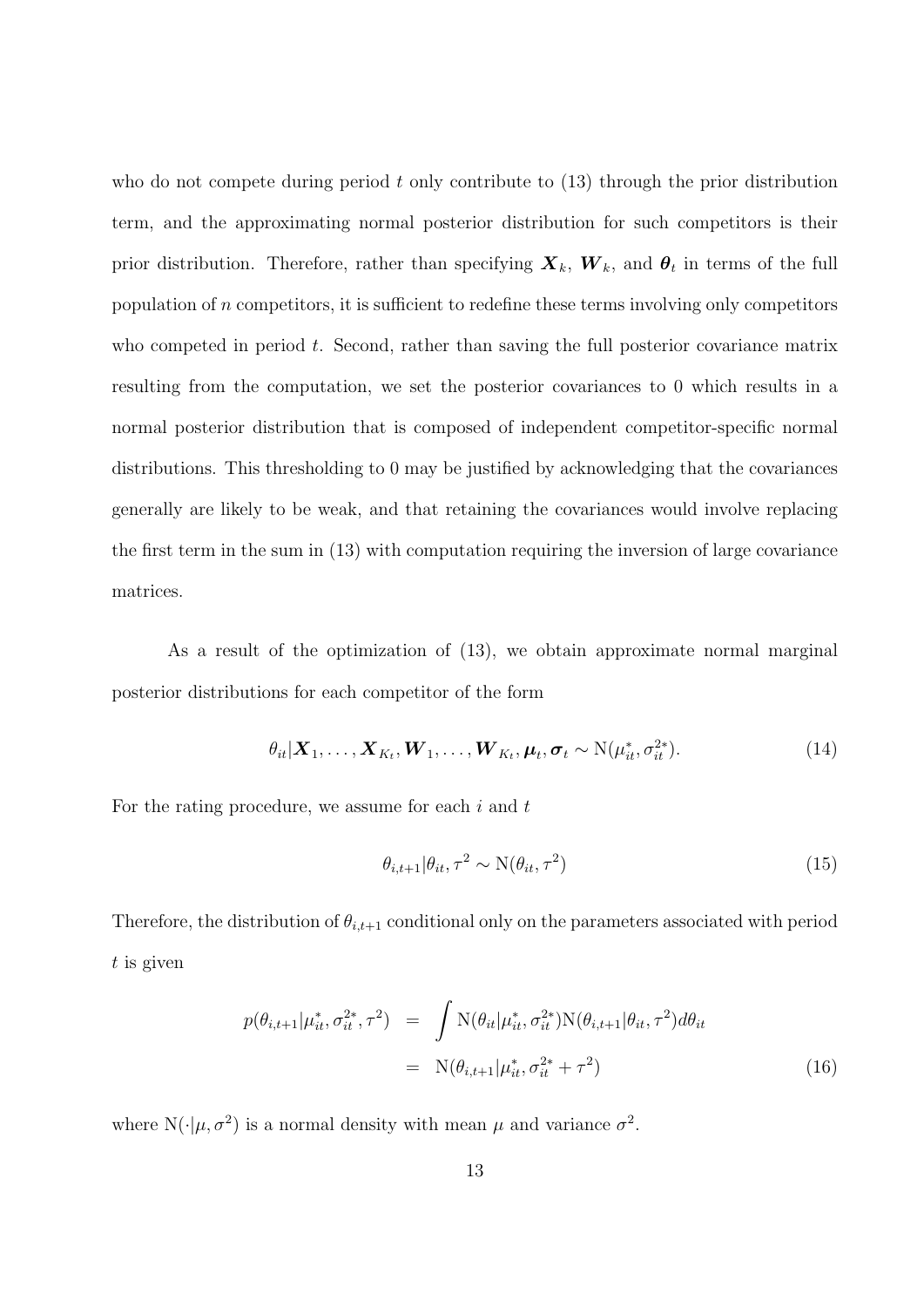who do not compete during period $t$ only contribute to (13) through the prior distribution term, and the approximating normal posterior distribution for such competitors is their prior distribution. Therefore, rather than specifying $\boldsymbol{X}_k$, $\boldsymbol{W}_k$, and $\boldsymbol{\theta}_t$ in terms of the full population of $n$ competitors, it is sufficient to redefine these terms involving only competitors who competed in period $t$. Second, rather than saving the full posterior covariance matrix resulting from the computation, we set the posterior covariances to 0 which results in a normal posterior distribution that is composed of independent competitor-specific normal distributions. This thresholding to 0 may be justified by acknowledging that the covariances generally are likely to be weak, and that retaining the covariances would involve replacing the first term in the sum in (13) with computation requiring the inversion of large covariance matrices.

As a result of the optimization of (13), we obtain approximate normal marginal posterior distributions for each competitor of the form

$$\theta_{it}|\boldsymbol{X}_1, \ldots, \boldsymbol{X}_{K_t}, \boldsymbol{W}_1, \ldots, \boldsymbol{W}_{K_t}, \boldsymbol{\mu}_t, \boldsymbol{\sigma}_t \sim \mathrm{N}(\mu_{it}^*, \sigma_{it}^{2*}). \tag{14}$$

For the rating procedure, we assume for each $i$ and $t$

$$\theta_{i,t+1}|\theta_{it}, \tau^2 \sim \mathrm{N}(\theta_{it}, \tau^2) \tag{15}$$

Therefore, the distribution of $\theta_{i,t+1}$ conditional only on the parameters associated with period $t$ is given

$$\begin{aligned} p(\theta_{i,t+1}|\mu_{it}^*, \sigma_{it}^{2*}, \tau^2) &= \int \mathrm{N}(\theta_{it}|\mu_{it}^*, \sigma_{it}^{2*})\mathrm{N}(\theta_{i,t+1}|\theta_{it}, \tau^2)d\theta_{it} \\ &= \mathrm{N}(\theta_{i,t+1}|\mu_{it}^*, \sigma_{it}^{2*} + \tau^2) \end{aligned} \tag{16}$$

where $\mathrm{N}(\cdot|\mu, \sigma^2)$ is a normal density with mean $\mu$ and variance $\sigma^2$.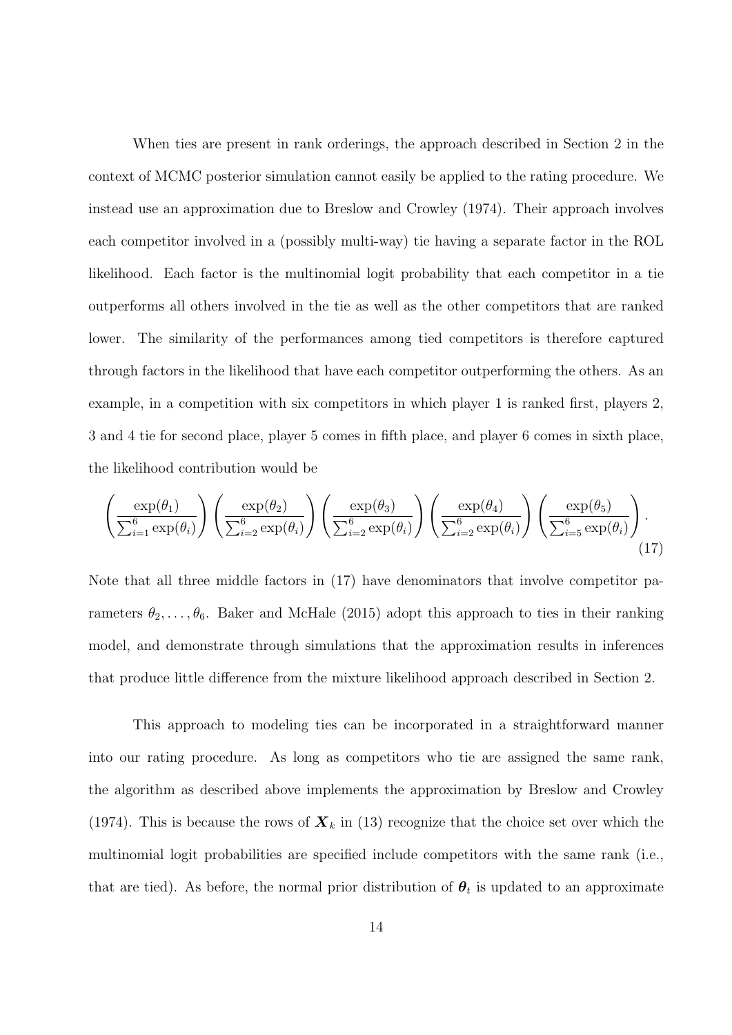When ties are present in rank orderings, the approach described in Section 2 in the context of MCMC posterior simulation cannot easily be applied to the rating procedure. We instead use an approximation due to Breslow and Crowley (1974). Their approach involves each competitor involved in a (possibly multi-way) tie having a separate factor in the ROL likelihood. Each factor is the multinomial logit probability that each competitor in a tie outperforms all others involved in the tie as well as the other competitors that are ranked lower. The similarity of the performances among tied competitors is therefore captured through factors in the likelihood that have each competitor outperforming the others. As an example, in a competition with six competitors in which player 1 is ranked first, players 2, 3 and 4 tie for second place, player 5 comes in fifth place, and player 6 comes in sixth place, the likelihood contribution would be

$$\left(\frac{\exp(\theta_1)}{\sum_{i=1}^{6}\exp(\theta_i)}\right)\left(\frac{\exp(\theta_2)}{\sum_{i=2}^{6}\exp(\theta_i)}\right)\left(\frac{\exp(\theta_3)}{\sum_{i=2}^{6}\exp(\theta_i)}\right)\left(\frac{\exp(\theta_4)}{\sum_{i=2}^{6}\exp(\theta_i)}\right)\left(\frac{\exp(\theta_5)}{\sum_{i=5}^{6}\exp(\theta_i)}\right). \tag{17}$$

Note that all three middle factors in (17) have denominators that involve competitor parameters $\theta_2, \ldots, \theta_6$. Baker and McHale (2015) adopt this approach to ties in their ranking model, and demonstrate through simulations that the approximation results in inferences that produce little difference from the mixture likelihood approach described in Section 2.

This approach to modeling ties can be incorporated in a straightforward manner into our rating procedure. As long as competitors who tie are assigned the same rank, the algorithm as described above implements the approximation by Breslow and Crowley (1974). This is because the rows of $\boldsymbol{X}_k$ in (13) recognize that the choice set over which the multinomial logit probabilities are specified include competitors with the same rank (i.e., that are tied). As before, the normal prior distribution of $\boldsymbol{\theta}_t$ is updated to an approximate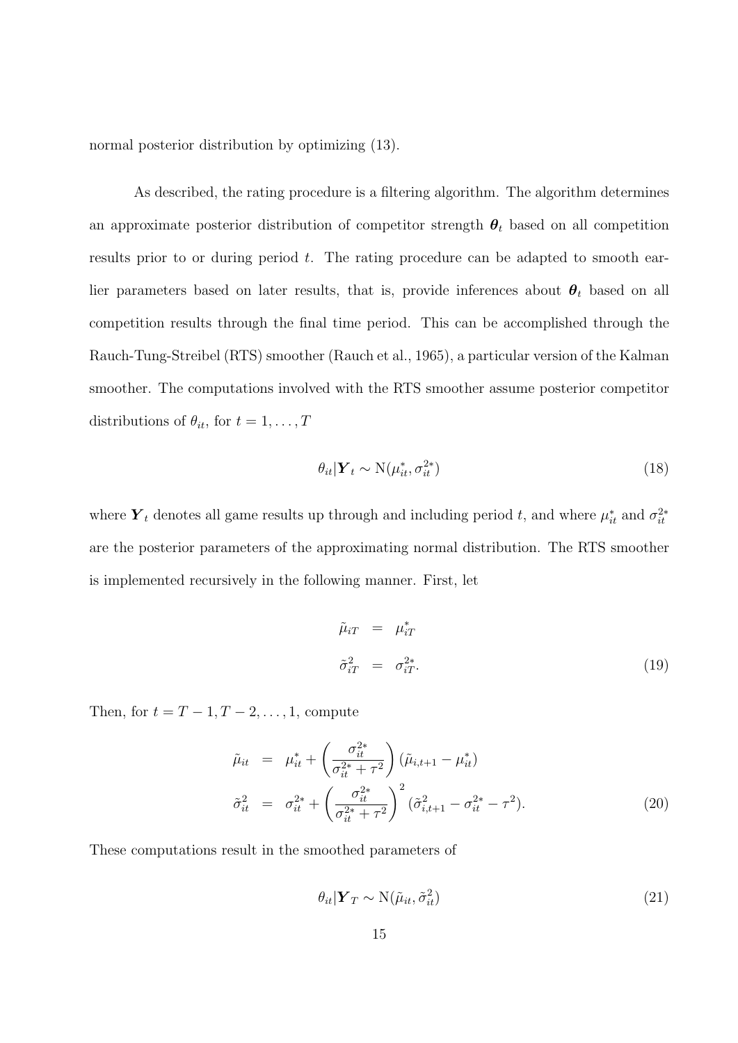normal posterior distribution by optimizing (13).

As described, the rating procedure is a filtering algorithm. The algorithm determines an approximate posterior distribution of competitor strength $\boldsymbol{\theta}_t$ based on all competition results prior to or during period $t$. The rating procedure can be adapted to smooth earlier parameters based on later results, that is, provide inferences about $\boldsymbol{\theta}_t$ based on all competition results through the final time period. This can be accomplished through the Rauch-Tung-Streibel (RTS) smoother (Rauch et al., 1965), a particular version of the Kalman smoother. The computations involved with the RTS smoother assume posterior competitor distributions of $\theta_{it}$, for $t = 1, \ldots, T$

$$\theta_{it} | \boldsymbol{Y}_t \sim \mathrm{N}(\mu^*_{it}, \sigma^{2*}_{it}) \tag{18}$$

where $\boldsymbol{Y}_t$ denotes all game results up through and including period $t$, and where $\mu^*_{it}$ and $\sigma^{2*}_{it}$ are the posterior parameters of the approximating normal distribution. The RTS smoother is implemented recursively in the following manner. First, let

$$\begin{aligned} \tilde{\mu}_{iT} &= \mu^*_{iT} \\ \tilde{\sigma}^2_{iT} &= \sigma^{2*}_{iT}. \end{aligned} \tag{19}$$

Then, for $t = T-1, T-2, \ldots, 1$, compute

$$\begin{aligned} \tilde{\mu}_{it} &= \mu^*_{it} + \left( \frac{\sigma^{2*}_{it}}{\sigma^{2*}_{it} + \tau^2} \right) (\tilde{\mu}_{i,t+1} - \mu^*_{it}) \\ \tilde{\sigma}^2_{it} &= \sigma^{2*}_{it} + \left( \frac{\sigma^{2*}_{it}}{\sigma^{2*}_{it} + \tau^2} \right)^2 (\tilde{\sigma}^2_{i,t+1} - \sigma^{2*}_{it} - \tau^2). \end{aligned} \tag{20}$$

These computations result in the smoothed parameters of

$$\theta_{it} | \boldsymbol{Y}_T \sim \mathrm{N}(\tilde{\mu}_{it}, \tilde{\sigma}^2_{it}) \tag{21}$$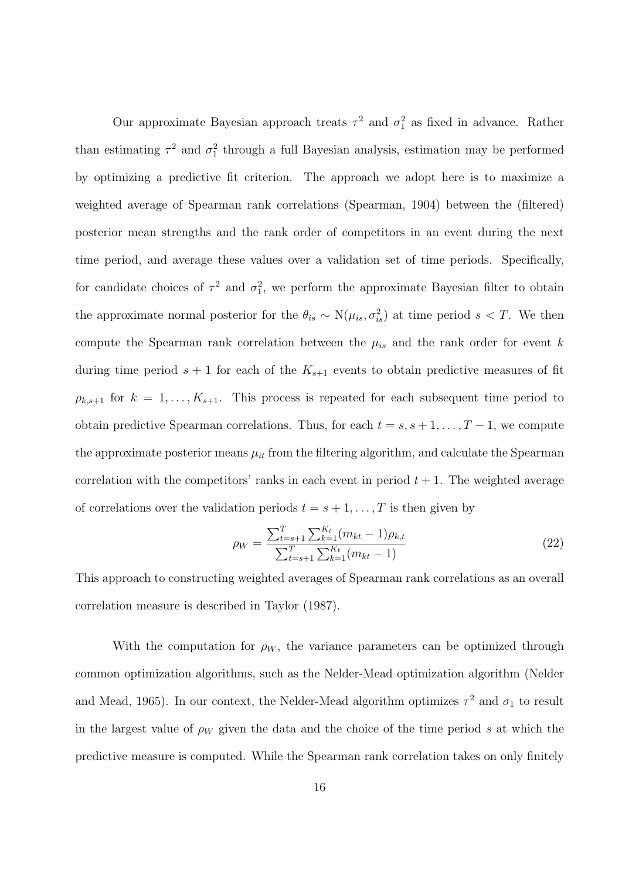Our approximate Bayesian approach treats $\tau^2$ and $\sigma_1^2$ as fixed in advance. Rather than estimating $\tau^2$ and $\sigma_1^2$ through a full Bayesian analysis, estimation may be performed by optimizing a predictive fit criterion. The approach we adopt here is to maximize a weighted average of Spearman rank correlations (Spearman, 1904) between the (filtered) posterior mean strengths and the rank order of competitors in an event during the next time period, and average these values over a validation set of time periods. Specifically, for candidate choices of $\tau^2$ and $\sigma_1^2$, we perform the approximate Bayesian filter to obtain the approximate normal posterior for the $\theta_{is} \sim \mathrm{N}(\mu_{is}, \sigma_{is}^2)$ at time period $s < T$. We then compute the Spearman rank correlation between the $\mu_{is}$ and the rank order for event $k$ during time period $s+1$ for each of the $K_{s+1}$ events to obtain predictive measures of fit $\rho_{k,s+1}$ for $k = 1, \ldots, K_{s+1}$. This process is repeated for each subsequent time period to obtain predictive Spearman correlations. Thus, for each $t = s, s+1, \ldots, T-1$, we compute the approximate posterior means $\mu_{it}$ from the filtering algorithm, and calculate the Spearman correlation with the competitors' ranks in each event in period $t+1$. The weighted average of correlations over the validation periods $t = s+1, \ldots, T$ is then given by

$$\rho_W = \frac{\sum_{t=s+1}^{T} \sum_{k=1}^{K_t} (m_{kt} - 1)\rho_{k,t}}{\sum_{t=s+1}^{T} \sum_{k=1}^{K_t} (m_{kt} - 1)} \tag{22}$$

This approach to constructing weighted averages of Spearman rank correlations as an overall correlation measure is described in Taylor (1987).

With the computation for $\rho_W$, the variance parameters can be optimized through common optimization algorithms, such as the Nelder-Mead optimization algorithm (Nelder and Mead, 1965). In our context, the Nelder-Mead algorithm optimizes $\tau^2$ and $\sigma_1$ to result in the largest value of $\rho_W$ given the data and the choice of the time period $s$ at which the predictive measure is computed. While the Spearman rank correlation takes on only finitely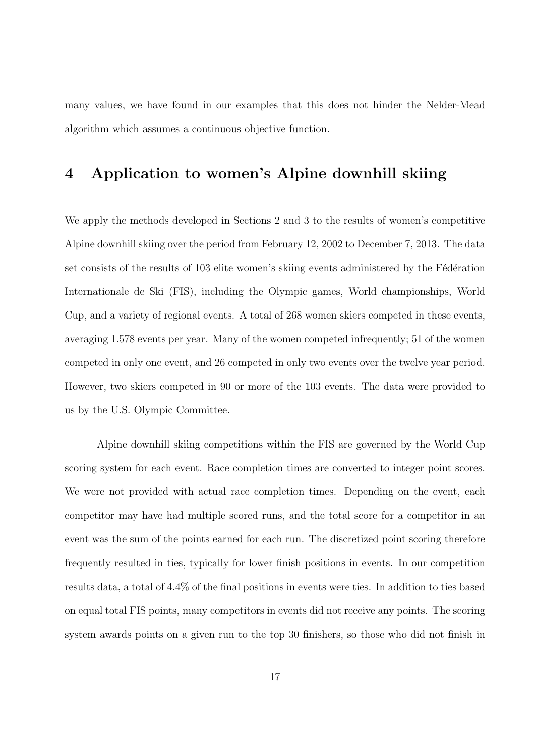many values, we have found in our examples that this does not hinder the Nelder-Mead algorithm which assumes a continuous objective function.

# 4 Application to women's Alpine downhill skiing

We apply the methods developed in Sections 2 and 3 to the results of women's competitive Alpine downhill skiing over the period from February 12, 2002 to December 7, 2013. The data set consists of the results of 103 elite women's skiing events administered by the Fédération Internationale de Ski (FIS), including the Olympic games, World championships, World Cup, and a variety of regional events. A total of 268 women skiers competed in these events, averaging 1.578 events per year. Many of the women competed infrequently; 51 of the women competed in only one event, and 26 competed in only two events over the twelve year period. However, two skiers competed in 90 or more of the 103 events. The data were provided to us by the U.S. Olympic Committee.

Alpine downhill skiing competitions within the FIS are governed by the World Cup scoring system for each event. Race completion times are converted to integer point scores. We were not provided with actual race completion times. Depending on the event, each competitor may have had multiple scored runs, and the total score for a competitor in an event was the sum of the points earned for each run. The discretized point scoring therefore frequently resulted in ties, typically for lower finish positions in events. In our competition results data, a total of 4.4% of the final positions in events were ties. In addition to ties based on equal total FIS points, many competitors in events did not receive any points. The scoring system awards points on a given run to the top 30 finishers, so those who did not finish in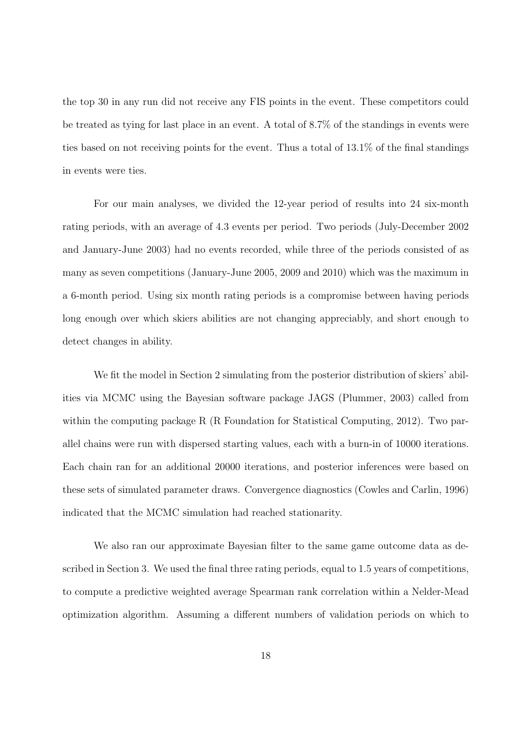the top 30 in any run did not receive any FIS points in the event. These competitors could be treated as tying for last place in an event. A total of 8.7% of the standings in events were ties based on not receiving points for the event. Thus a total of 13.1% of the final standings in events were ties.

For our main analyses, we divided the 12-year period of results into 24 six-month rating periods, with an average of 4.3 events per period. Two periods (July-December 2002 and January-June 2003) had no events recorded, while three of the periods consisted of as many as seven competitions (January-June 2005, 2009 and 2010) which was the maximum in a 6-month period. Using six month rating periods is a compromise between having periods long enough over which skiers abilities are not changing appreciably, and short enough to detect changes in ability.

We fit the model in Section 2 simulating from the posterior distribution of skiers' abilities via MCMC using the Bayesian software package JAGS (Plummer, 2003) called from within the computing package R (R Foundation for Statistical Computing, 2012). Two parallel chains were run with dispersed starting values, each with a burn-in of 10000 iterations. Each chain ran for an additional 20000 iterations, and posterior inferences were based on these sets of simulated parameter draws. Convergence diagnostics (Cowles and Carlin, 1996) indicated that the MCMC simulation had reached stationarity.

We also ran our approximate Bayesian filter to the same game outcome data as described in Section 3. We used the final three rating periods, equal to 1.5 years of competitions, to compute a predictive weighted average Spearman rank correlation within a Nelder-Mead optimization algorithm. Assuming a different numbers of validation periods on which to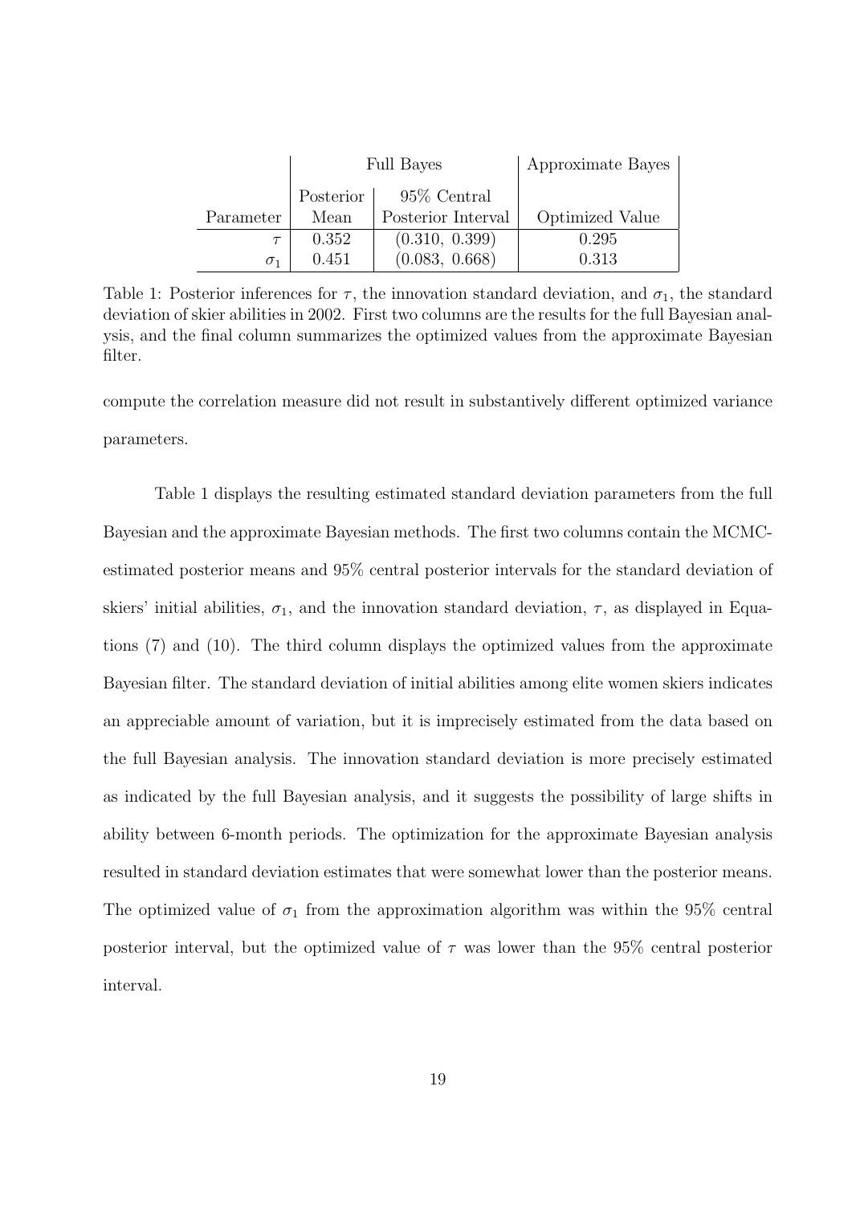| | Full Bayes | | Approximate Bayes |
|---|---|---|---|
| Parameter | Posterior Mean | 95% Central Posterior Interval | Optimized Value |
| $\tau$ | 0.352 | (0.310, 0.399) | 0.295 |
| $\sigma_1$ | 0.451 | (0.083, 0.668) | 0.313 |

Table 1: Posterior inferences for $\tau$, the innovation standard deviation, and $\sigma_1$, the standard deviation of skier abilities in 2002. First two columns are the results for the full Bayesian analysis, and the final column summarizes the optimized values from the approximate Bayesian filter.

compute the correlation measure did not result in substantively different optimized variance parameters.

Table 1 displays the resulting estimated standard deviation parameters from the full Bayesian and the approximate Bayesian methods. The first two columns contain the MCMC-estimated posterior means and 95% central posterior intervals for the standard deviation of skiers' initial abilities, $\sigma_1$, and the innovation standard deviation, $\tau$, as displayed in Equations (7) and (10). The third column displays the optimized values from the approximate Bayesian filter. The standard deviation of initial abilities among elite women skiers indicates an appreciable amount of variation, but it is imprecisely estimated from the data based on the full Bayesian analysis. The innovation standard deviation is more precisely estimated as indicated by the full Bayesian analysis, and it suggests the possibility of large shifts in ability between 6-month periods. The optimization for the approximate Bayesian analysis resulted in standard deviation estimates that were somewhat lower than the posterior means. The optimized value of $\sigma_1$ from the approximation algorithm was within the 95% central posterior interval, but the optimized value of $\tau$ was lower than the 95% central posterior interval.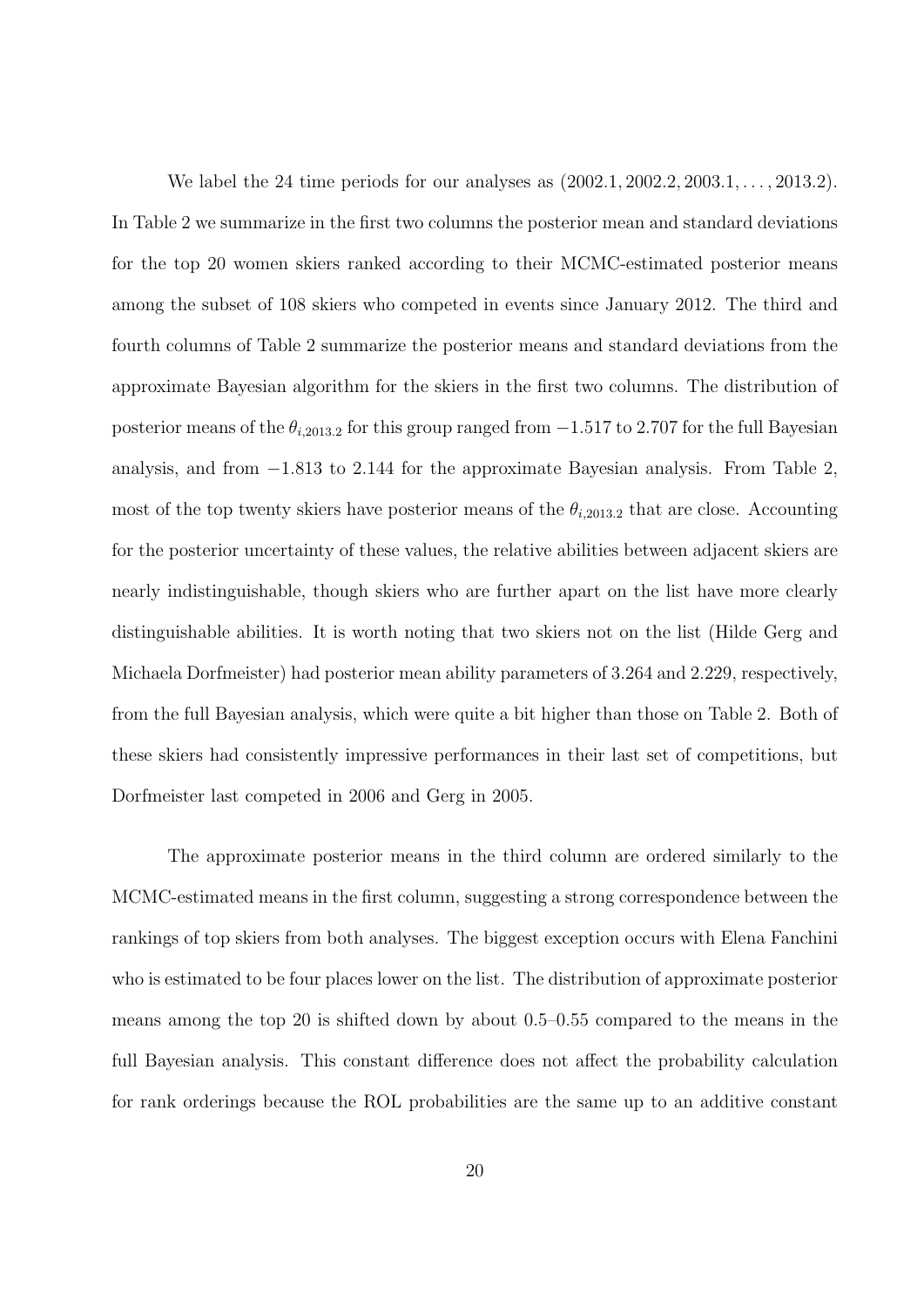We label the 24 time periods for our analyses as $(2002.1, 2002.2, 2003.1, \ldots, 2013.2)$. In Table 2 we summarize in the first two columns the posterior mean and standard deviations for the top 20 women skiers ranked according to their MCMC-estimated posterior means among the subset of 108 skiers who competed in events since January 2012. The third and fourth columns of Table 2 summarize the posterior means and standard deviations from the approximate Bayesian algorithm for the skiers in the first two columns. The distribution of posterior means of the $\theta_{i,2013.2}$ for this group ranged from $-1.517$ to 2.707 for the full Bayesian analysis, and from $-1.813$ to 2.144 for the approximate Bayesian analysis. From Table 2, most of the top twenty skiers have posterior means of the $\theta_{i,2013.2}$ that are close. Accounting for the posterior uncertainty of these values, the relative abilities between adjacent skiers are nearly indistinguishable, though skiers who are further apart on the list have more clearly distinguishable abilities. It is worth noting that two skiers not on the list (Hilde Gerg and Michaela Dorfmeister) had posterior mean ability parameters of 3.264 and 2.229, respectively, from the full Bayesian analysis, which were quite a bit higher than those on Table 2. Both of these skiers had consistently impressive performances in their last set of competitions, but Dorfmeister last competed in 2006 and Gerg in 2005.

The approximate posterior means in the third column are ordered similarly to the MCMC-estimated means in the first column, suggesting a strong correspondence between the rankings of top skiers from both analyses. The biggest exception occurs with Elena Fanchini who is estimated to be four places lower on the list. The distribution of approximate posterior means among the top 20 is shifted down by about 0.5–0.55 compared to the means in the full Bayesian analysis. This constant difference does not affect the probability calculation for rank orderings because the ROL probabilities are the same up to an additive constant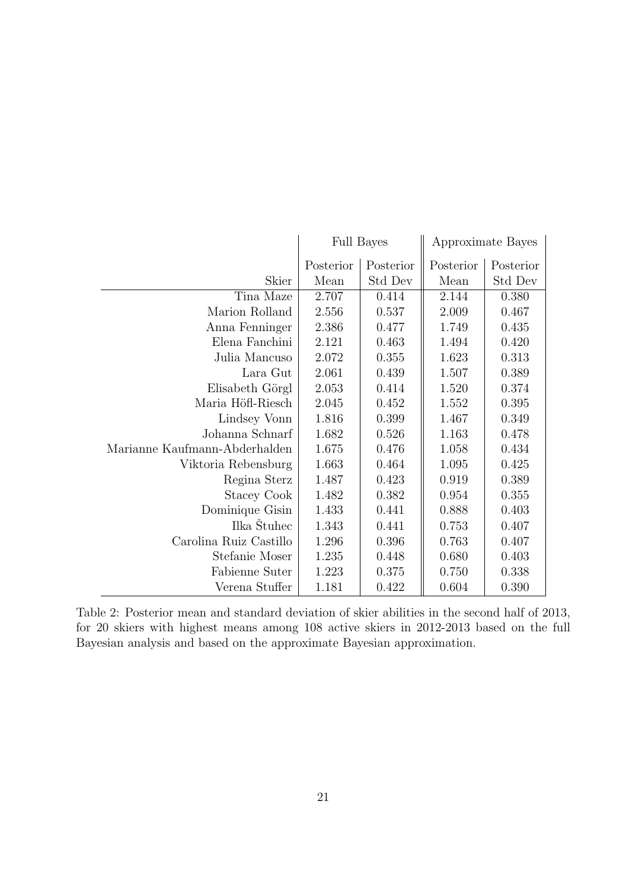| | Full Bayes | | Approximate Bayes | |
|---|---|---|---|---|
| Skier | Posterior Mean | Posterior Std Dev | Posterior Mean | Posterior Std Dev |
| Tina Maze | 2.707 | 0.414 | 2.144 | 0.380 |
| Marion Rolland | 2.556 | 0.537 | 2.009 | 0.467 |
| Anna Fenninger | 2.386 | 0.477 | 1.749 | 0.435 |
| Elena Fanchini | 2.121 | 0.463 | 1.494 | 0.420 |
| Julia Mancuso | 2.072 | 0.355 | 1.623 | 0.313 |
| Lara Gut | 2.061 | 0.439 | 1.507 | 0.389 |
| Elisabeth Görgl | 2.053 | 0.414 | 1.520 | 0.374 |
| Maria Höfl-Riesch | 2.045 | 0.452 | 1.552 | 0.395 |
| Lindsey Vonn | 1.816 | 0.399 | 1.467 | 0.349 |
| Johanna Schnarf | 1.682 | 0.526 | 1.163 | 0.478 |
| Marianne Kaufmann-Abderhalden | 1.675 | 0.476 | 1.058 | 0.434 |
| Viktoria Rebensburg | 1.663 | 0.464 | 1.095 | 0.425 |
| Regina Sterz | 1.487 | 0.423 | 0.919 | 0.389 |
| Stacey Cook | 1.482 | 0.382 | 0.954 | 0.355 |
| Dominique Gisin | 1.433 | 0.441 | 0.888 | 0.403 |
| Ilka Štuhec | 1.343 | 0.441 | 0.753 | 0.407 |
| Carolina Ruiz Castillo | 1.296 | 0.396 | 0.763 | 0.407 |
| Stefanie Moser | 1.235 | 0.448 | 0.680 | 0.403 |
| Fabienne Suter | 1.223 | 0.375 | 0.750 | 0.338 |
| Verena Stuffer | 1.181 | 0.422 | 0.604 | 0.390 |

Table 2: Posterior mean and standard deviation of skier abilities in the second half of 2013, for 20 skiers with highest means among 108 active skiers in 2012-2013 based on the full Bayesian analysis and based on the approximate Bayesian approximation.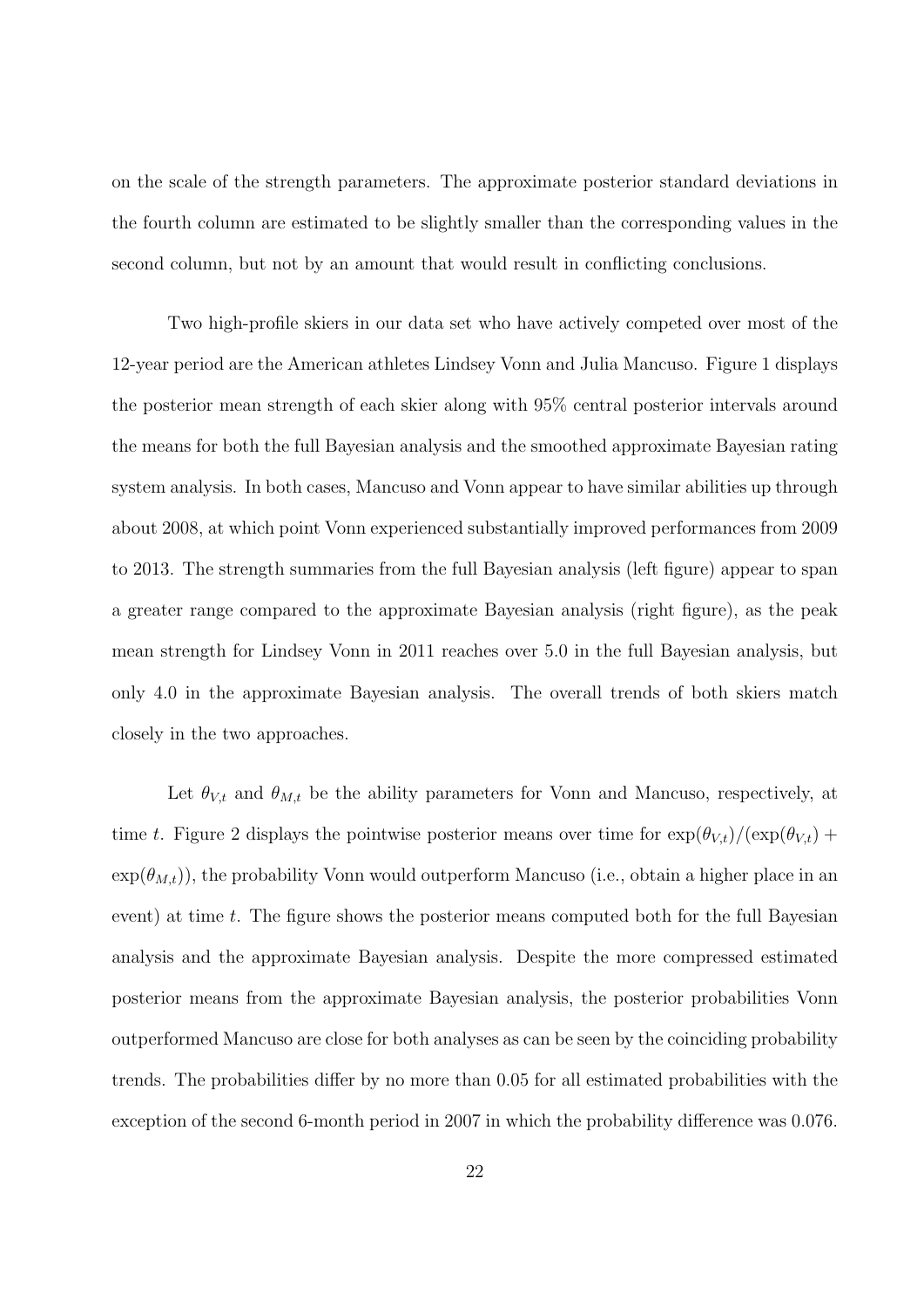on the scale of the strength parameters. The approximate posterior standard deviations in the fourth column are estimated to be slightly smaller than the corresponding values in the second column, but not by an amount that would result in conflicting conclusions.

Two high-profile skiers in our data set who have actively competed over most of the 12-year period are the American athletes Lindsey Vonn and Julia Mancuso. Figure 1 displays the posterior mean strength of each skier along with 95% central posterior intervals around the means for both the full Bayesian analysis and the smoothed approximate Bayesian rating system analysis. In both cases, Mancuso and Vonn appear to have similar abilities up through about 2008, at which point Vonn experienced substantially improved performances from 2009 to 2013. The strength summaries from the full Bayesian analysis (left figure) appear to span a greater range compared to the approximate Bayesian analysis (right figure), as the peak mean strength for Lindsey Vonn in 2011 reaches over 5.0 in the full Bayesian analysis, but only 4.0 in the approximate Bayesian analysis. The overall trends of both skiers match closely in the two approaches.

Let $\theta_{V,t}$ and $\theta_{M,t}$ be the ability parameters for Vonn and Mancuso, respectively, at time $t$. Figure 2 displays the pointwise posterior means over time for $\exp(\theta_{V,t})/(\exp(\theta_{V,t}) + \exp(\theta_{M,t}))$, the probability Vonn would outperform Mancuso (i.e., obtain a higher place in an event) at time $t$. The figure shows the posterior means computed both for the full Bayesian analysis and the approximate Bayesian analysis. Despite the more compressed estimated posterior means from the approximate Bayesian analysis, the posterior probabilities Vonn outperformed Mancuso are close for both analyses as can be seen by the coinciding probability trends. The probabilities differ by no more than 0.05 for all estimated probabilities with the exception of the second 6-month period in 2007 in which the probability difference was 0.076.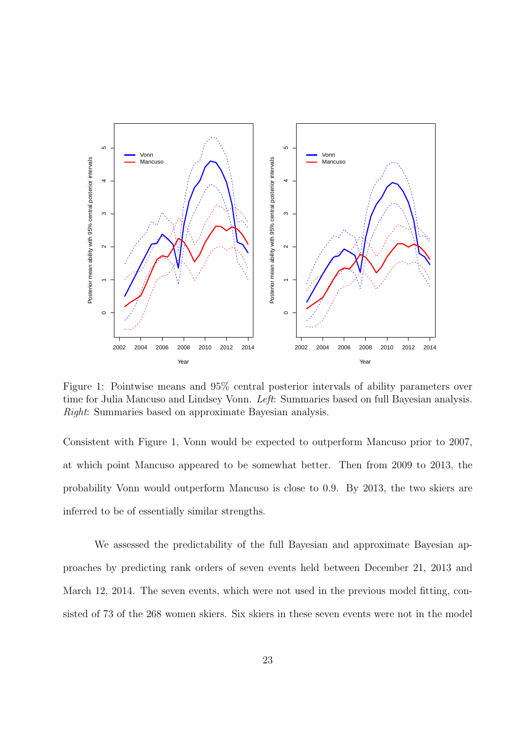Figure 1: Pointwise means and 95% central posterior intervals of ability parameters over time for Julia Mancuso and Lindsey Vonn. *Left*: Summaries based on full Bayesian analysis. *Right*: Summaries based on approximate Bayesian analysis.

Consistent with Figure 1, Vonn would be expected to outperform Mancuso prior to 2007, at which point Mancuso appeared to be somewhat better. Then from 2009 to 2013, the probability Vonn would outperform Mancuso is close to 0.9. By 2013, the two skiers are inferred to be of essentially similar strengths.

We assessed the predictability of the full Bayesian and approximate Bayesian approaches by predicting rank orders of seven events held between December 21, 2013 and March 12, 2014. The seven events, which were not used in the previous model fitting, consisted of 73 of the 268 women skiers. Six skiers in these seven events were not in the model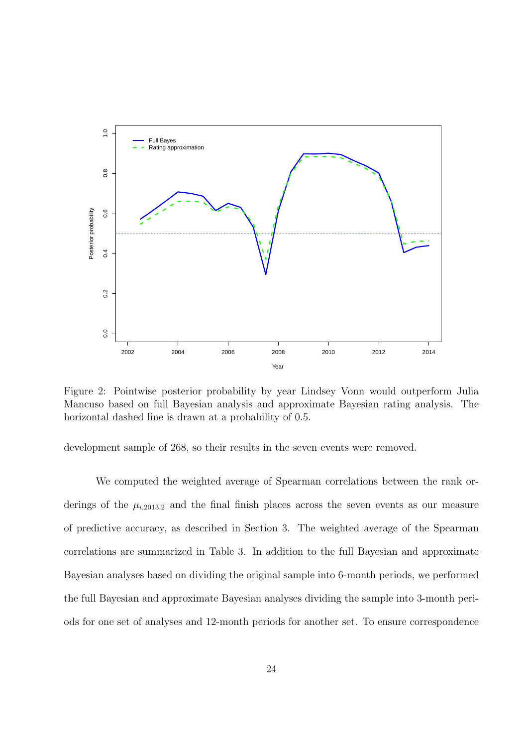Figure 2: Pointwise posterior probability by year Lindsey Vonn would outperform Julia Mancuso based on full Bayesian analysis and approximate Bayesian rating analysis. The horizontal dashed line is drawn at a probability of 0.5.

development sample of 268, so their results in the seven events were removed.

We computed the weighted average of Spearman correlations between the rank orderings of the $\mu_{i,2013.2}$ and the final finish places across the seven events as our measure of predictive accuracy, as described in Section 3. The weighted average of the Spearman correlations are summarized in Table 3. In addition to the full Bayesian and approximate Bayesian analyses based on dividing the original sample into 6-month periods, we performed the full Bayesian and approximate Bayesian analyses dividing the sample into 3-month periods for one set of analyses and 12-month periods for another set. To ensure correspondence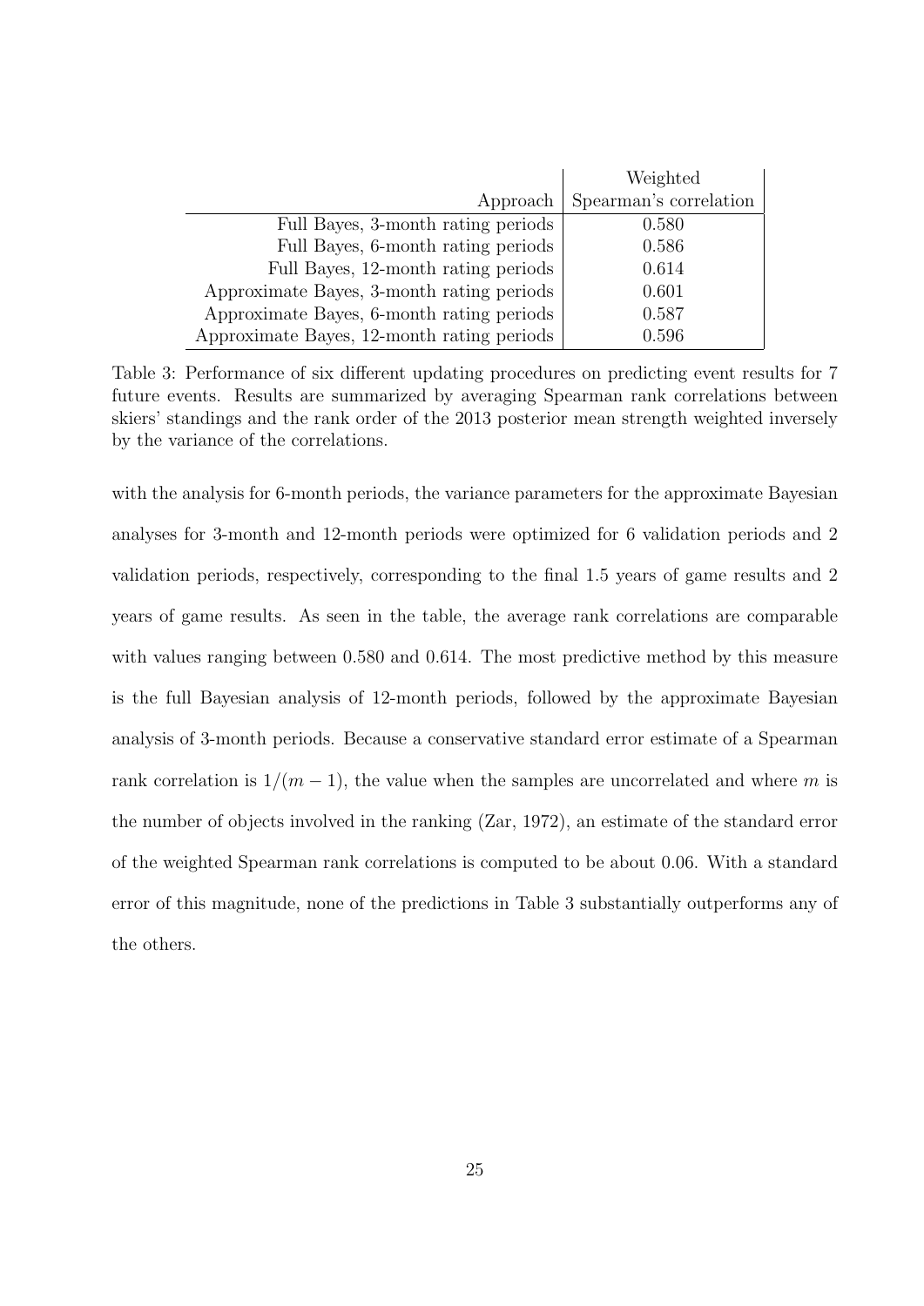| Approach | Weighted Spearman's correlation |
|---|---|
| Full Bayes, 3-month rating periods | 0.580 |
| Full Bayes, 6-month rating periods | 0.586 |
| Full Bayes, 12-month rating periods | 0.614 |
| Approximate Bayes, 3-month rating periods | 0.601 |
| Approximate Bayes, 6-month rating periods | 0.587 |
| Approximate Bayes, 12-month rating periods | 0.596 |

Table 3: Performance of six different updating procedures on predicting event results for 7 future events. Results are summarized by averaging Spearman rank correlations between skiers' standings and the rank order of the 2013 posterior mean strength weighted inversely by the variance of the correlations.

with the analysis for 6-month periods, the variance parameters for the approximate Bayesian analyses for 3-month and 12-month periods were optimized for 6 validation periods and 2 validation periods, respectively, corresponding to the final 1.5 years of game results and 2 years of game results. As seen in the table, the average rank correlations are comparable with values ranging between 0.580 and 0.614. The most predictive method by this measure is the full Bayesian analysis of 12-month periods, followed by the approximate Bayesian analysis of 3-month periods. Because a conservative standard error estimate of a Spearman rank correlation is $1/(m-1)$, the value when the samples are uncorrelated and where $m$ is the number of objects involved in the ranking (Zar, 1972), an estimate of the standard error of the weighted Spearman rank correlations is computed to be about 0.06. With a standard error of this magnitude, none of the predictions in Table 3 substantially outperforms any of the others.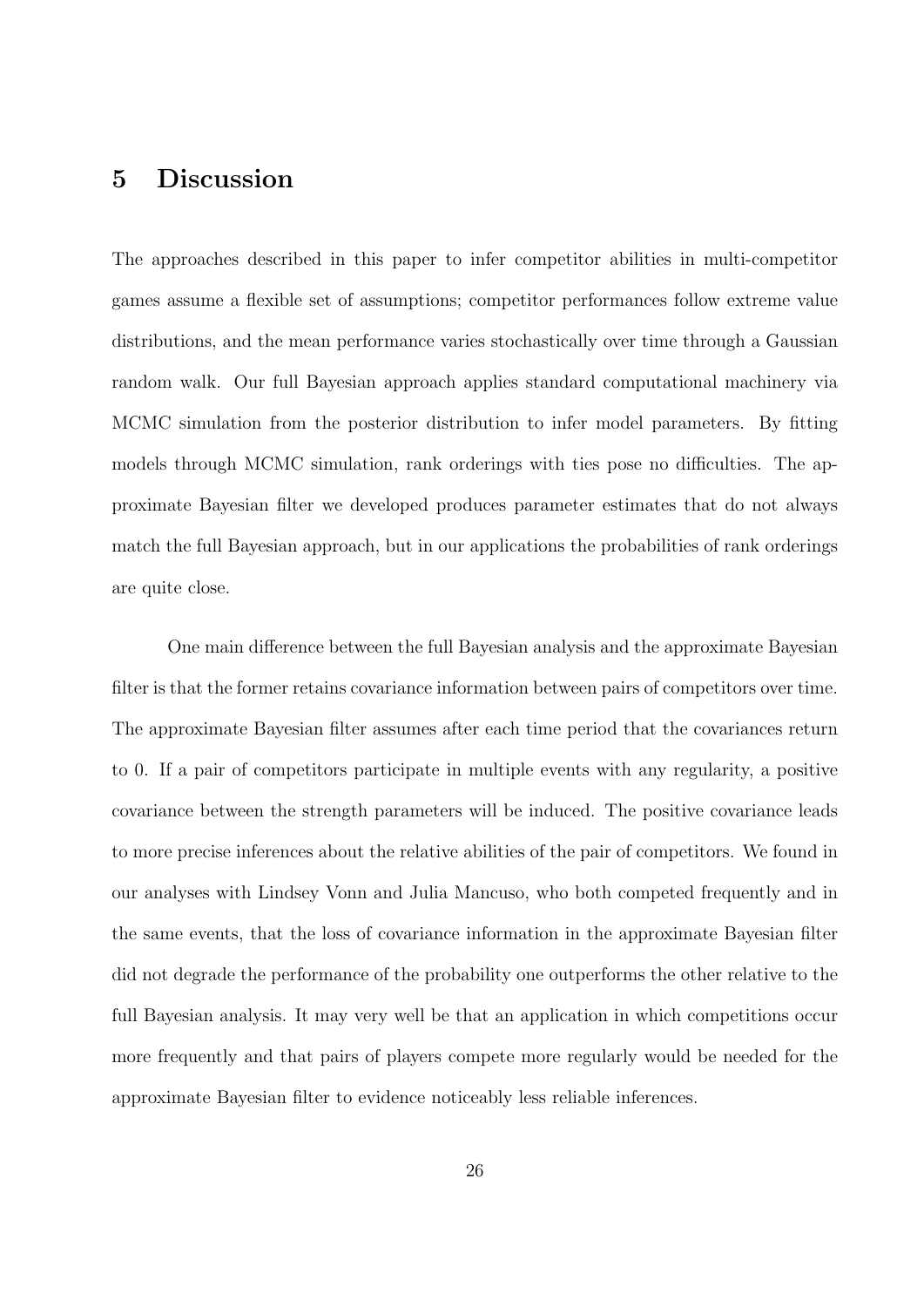# 5 Discussion

The approaches described in this paper to infer competitor abilities in multi-competitor games assume a flexible set of assumptions; competitor performances follow extreme value distributions, and the mean performance varies stochastically over time through a Gaussian random walk. Our full Bayesian approach applies standard computational machinery via MCMC simulation from the posterior distribution to infer model parameters. By fitting models through MCMC simulation, rank orderings with ties pose no difficulties. The approximate Bayesian filter we developed produces parameter estimates that do not always match the full Bayesian approach, but in our applications the probabilities of rank orderings are quite close.

One main difference between the full Bayesian analysis and the approximate Bayesian filter is that the former retains covariance information between pairs of competitors over time. The approximate Bayesian filter assumes after each time period that the covariances return to 0. If a pair of competitors participate in multiple events with any regularity, a positive covariance between the strength parameters will be induced. The positive covariance leads to more precise inferences about the relative abilities of the pair of competitors. We found in our analyses with Lindsey Vonn and Julia Mancuso, who both competed frequently and in the same events, that the loss of covariance information in the approximate Bayesian filter did not degrade the performance of the probability one outperforms the other relative to the full Bayesian analysis. It may very well be that an application in which competitions occur more frequently and that pairs of players compete more regularly would be needed for the approximate Bayesian filter to evidence noticeably less reliable inferences.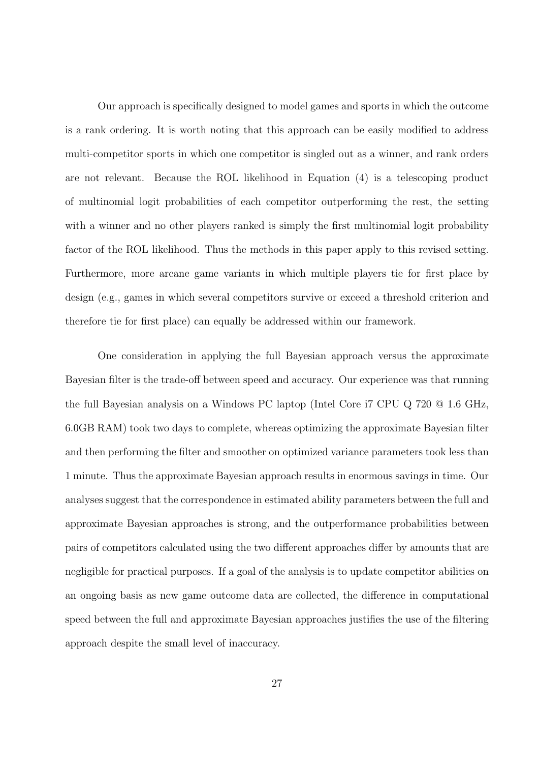Our approach is specifically designed to model games and sports in which the outcome is a rank ordering. It is worth noting that this approach can be easily modified to address multi-competitor sports in which one competitor is singled out as a winner, and rank orders are not relevant. Because the ROL likelihood in Equation (4) is a telescoping product of multinomial logit probabilities of each competitor outperforming the rest, the setting with a winner and no other players ranked is simply the first multinomial logit probability factor of the ROL likelihood. Thus the methods in this paper apply to this revised setting. Furthermore, more arcane game variants in which multiple players tie for first place by design (e.g., games in which several competitors survive or exceed a threshold criterion and therefore tie for first place) can equally be addressed within our framework.

One consideration in applying the full Bayesian approach versus the approximate Bayesian filter is the trade-off between speed and accuracy. Our experience was that running the full Bayesian analysis on a Windows PC laptop (Intel Core i7 CPU Q 720 @ 1.6 GHz, 6.0GB RAM) took two days to complete, whereas optimizing the approximate Bayesian filter and then performing the filter and smoother on optimized variance parameters took less than 1 minute. Thus the approximate Bayesian approach results in enormous savings in time. Our analyses suggest that the correspondence in estimated ability parameters between the full and approximate Bayesian approaches is strong, and the outperformance probabilities between pairs of competitors calculated using the two different approaches differ by amounts that are negligible for practical purposes. If a goal of the analysis is to update competitor abilities on an ongoing basis as new game outcome data are collected, the difference in computational speed between the full and approximate Bayesian approaches justifies the use of the filtering approach despite the small level of inaccuracy.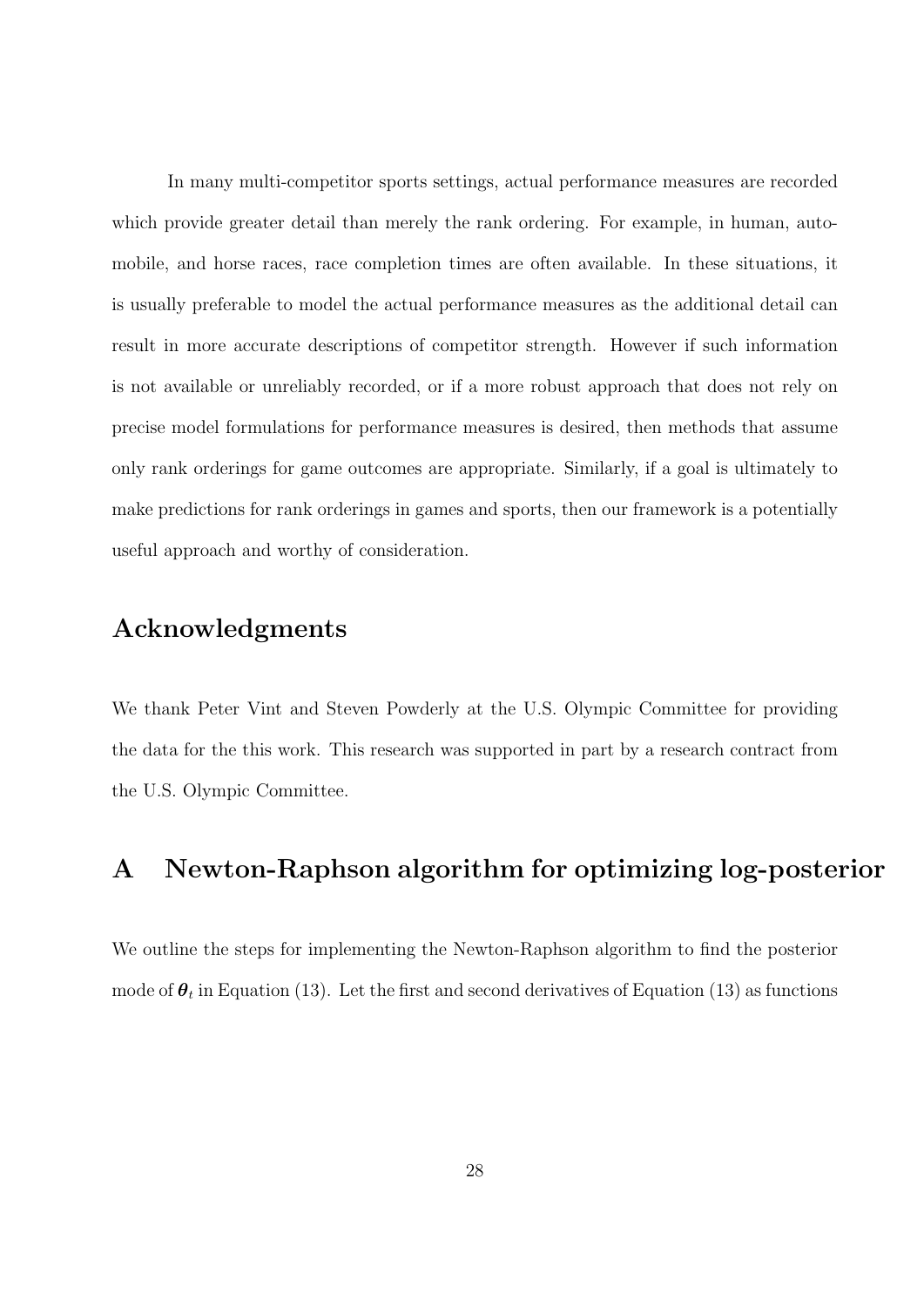In many multi-competitor sports settings, actual performance measures are recorded which provide greater detail than merely the rank ordering. For example, in human, automobile, and horse races, race completion times are often available. In these situations, it is usually preferable to model the actual performance measures as the additional detail can result in more accurate descriptions of competitor strength. However if such information is not available or unreliably recorded, or if a more robust approach that does not rely on precise model formulations for performance measures is desired, then methods that assume only rank orderings for game outcomes are appropriate. Similarly, if a goal is ultimately to make predictions for rank orderings in games and sports, then our framework is a potentially useful approach and worthy of consideration.

## Acknowledgments

We thank Peter Vint and Steven Powderly at the U.S. Olympic Committee for providing the data for the this work. This research was supported in part by a research contract from the U.S. Olympic Committee.

## A Newton-Raphson algorithm for optimizing log-posterior

We outline the steps for implementing the Newton-Raphson algorithm to find the posterior mode of $\boldsymbol{\theta}_t$ in Equation (13). Let the first and second derivatives of Equation (13) as functions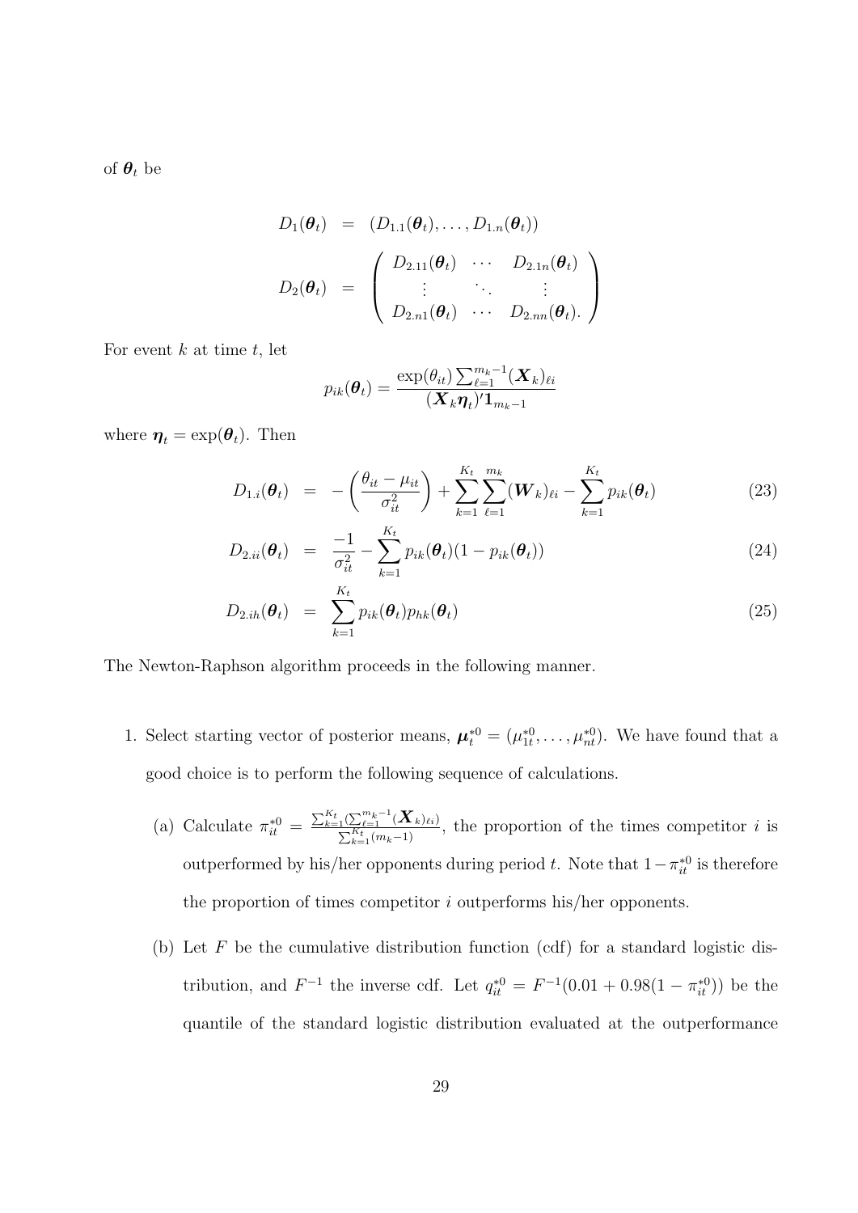of $\boldsymbol{\theta}_t$ be

$$
\begin{aligned}
D_1(\boldsymbol{\theta}_t) &= (D_{1.1}(\boldsymbol{\theta}_t), \ldots, D_{1.n}(\boldsymbol{\theta}_t)) \\
D_2(\boldsymbol{\theta}_t) &= \begin{pmatrix} D_{2.11}(\boldsymbol{\theta}_t) & \cdots & D_{2.1n}(\boldsymbol{\theta}_t) \\ \vdots & \ddots & \vdots \\ D_{2.n1}(\boldsymbol{\theta}_t) & \cdots & D_{2.nn}(\boldsymbol{\theta}_t). \end{pmatrix}
\end{aligned}
$$

For event $k$ at time $t$, let

$$
p_{ik}(\boldsymbol{\theta}_t) = \frac{\exp(\theta_{it}) \sum_{\ell=1}^{m_k-1} (\boldsymbol{X}_k)_{\ell i}}{(\boldsymbol{X}_k \boldsymbol{\eta}_t)' \mathbf{1}_{m_k-1}}
$$

where $\boldsymbol{\eta}_t = \exp(\boldsymbol{\theta}_t)$. Then

$$
D_{1.i}(\boldsymbol{\theta}_t) = -\left(\frac{\theta_{it} - \mu_{it}}{\sigma_{it}^2}\right) + \sum_{k=1}^{K_t} \sum_{\ell=1}^{m_k} (\boldsymbol{W}_k)_{\ell i} - \sum_{k=1}^{K_t} p_{ik}(\boldsymbol{\theta}_t) \tag{23}
$$

$$
D_{2.ii}(\boldsymbol{\theta}_t) = \frac{-1}{\sigma_{it}^2} - \sum_{k=1}^{K_t} p_{ik}(\boldsymbol{\theta}_t)(1 - p_{ik}(\boldsymbol{\theta}_t)) \tag{24}
$$

$$
D_{2.ih}(\boldsymbol{\theta}_t) = \sum_{k=1}^{K_t} p_{ik}(\boldsymbol{\theta}_t) p_{hk}(\boldsymbol{\theta}_t) \tag{25}
$$

The Newton-Raphson algorithm proceeds in the following manner.

1. Select starting vector of posterior means, $\boldsymbol{\mu}_t^{*0} = (\mu_{1t}^{*0}, \ldots, \mu_{nt}^{*0})$. We have found that a good choice is to perform the following sequence of calculations.

   (a) Calculate $\pi_{it}^{*0} = \frac{\sum_{k=1}^{K_t} (\sum_{\ell=1}^{m_k-1} (\boldsymbol{X}_k)_{\ell i})}{\sum_{k=1}^{K_t} (m_k - 1)}$, the proportion of the times competitor $i$ is outperformed by his/her opponents during period $t$. Note that $1 - \pi_{it}^{*0}$ is therefore the proportion of times competitor $i$ outperforms his/her opponents.

   (b) Let $F$ be the cumulative distribution function (cdf) for a standard logistic distribution, and $F^{-1}$ the inverse cdf. Let $q_{it}^{*0} = F^{-1}(0.01 + 0.98(1 - \pi_{it}^{*0}))$ be the quantile of the standard logistic distribution evaluated at the outperformance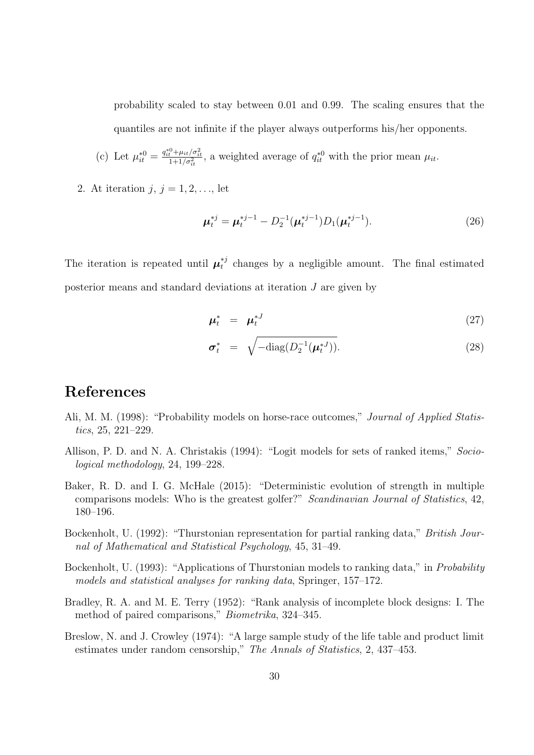probability scaled to stay between 0.01 and 0.99. The scaling ensures that the quantiles are not infinite if the player always outperforms his/her opponents.

(c) Let $\mu_{it}^{*0} = \frac{q_{it}^{*0} + \mu_{it}/\sigma_{it}^2}{1 + 1/\sigma_{it}^2}$, a weighted average of $q_{it}^{*0}$ with the prior mean $\mu_{it}$.

2. At iteration $j$, $j = 1, 2, \ldots$, let

$$\boldsymbol{\mu}_t^{*j} = \boldsymbol{\mu}_t^{*j-1} - D_2^{-1}(\boldsymbol{\mu}_t^{*j-1}) D_1(\boldsymbol{\mu}_t^{*j-1}). \tag{26}$$

The iteration is repeated until $\boldsymbol{\mu}_t^{*j}$ changes by a negligible amount. The final estimated posterior means and standard deviations at iteration $J$ are given by

$$\boldsymbol{\mu}_t^* = \boldsymbol{\mu}_t^{*J} \tag{27}$$

$$\boldsymbol{\sigma}_t^* = \sqrt{-\text{diag}(D_2^{-1}(\boldsymbol{\mu}_t^{*J}))}. \tag{28}$$

# References

Ali, M. M. (1998): "Probability models on horse-race outcomes," *Journal of Applied Statistics*, 25, 221–229.

Allison, P. D. and N. A. Christakis (1994): "Logit models for sets of ranked items," *Sociological methodology*, 24, 199–228.

Baker, R. D. and I. G. McHale (2015): "Deterministic evolution of strength in multiple comparisons models: Who is the greatest golfer?" *Scandinavian Journal of Statistics*, 42, 180–196.

Bockenholt, U. (1992): "Thurstonian representation for partial ranking data," *British Journal of Mathematical and Statistical Psychology*, 45, 31–49.

Bockenholt, U. (1993): "Applications of Thurstonian models to ranking data," in *Probability models and statistical analyses for ranking data*, Springer, 157–172.

Bradley, R. A. and M. E. Terry (1952): "Rank analysis of incomplete block designs: I. The method of paired comparisons," *Biometrika*, 324–345.

Breslow, N. and J. Crowley (1974): "A large sample study of the life table and product limit estimates under random censorship," *The Annals of Statistics*, 2, 437–453.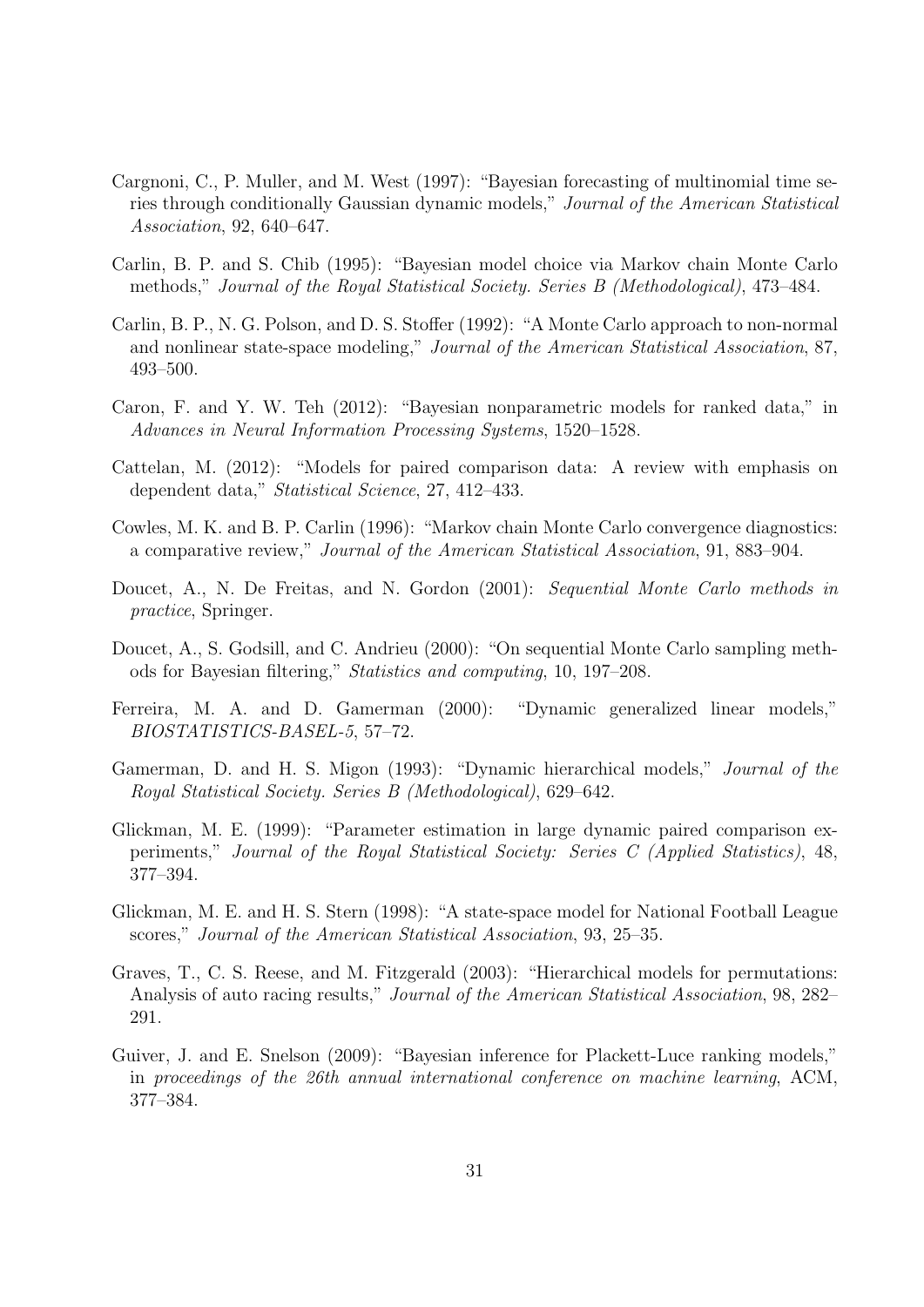Cargnoni, C., P. Muller, and M. West (1997): "Bayesian forecasting of multinomial time series through conditionally Gaussian dynamic models," *Journal of the American Statistical Association*, 92, 640–647.

Carlin, B. P. and S. Chib (1995): "Bayesian model choice via Markov chain Monte Carlo methods," *Journal of the Royal Statistical Society. Series B (Methodological)*, 473–484.

Carlin, B. P., N. G. Polson, and D. S. Stoffer (1992): "A Monte Carlo approach to non-normal and nonlinear state-space modeling," *Journal of the American Statistical Association*, 87, 493–500.

Caron, F. and Y. W. Teh (2012): "Bayesian nonparametric models for ranked data," in *Advances in Neural Information Processing Systems*, 1520–1528.

Cattelan, M. (2012): "Models for paired comparison data: A review with emphasis on dependent data," *Statistical Science*, 27, 412–433.

Cowles, M. K. and B. P. Carlin (1996): "Markov chain Monte Carlo convergence diagnostics: a comparative review," *Journal of the American Statistical Association*, 91, 883–904.

Doucet, A., N. De Freitas, and N. Gordon (2001): *Sequential Monte Carlo methods in practice*, Springer.

Doucet, A., S. Godsill, and C. Andrieu (2000): "On sequential Monte Carlo sampling methods for Bayesian filtering," *Statistics and computing*, 10, 197–208.

Ferreira, M. A. and D. Gamerman (2000): "Dynamic generalized linear models," *BIOSTATISTICS-BASEL-5*, 57–72.

Gamerman, D. and H. S. Migon (1993): "Dynamic hierarchical models," *Journal of the Royal Statistical Society. Series B (Methodological)*, 629–642.

Glickman, M. E. (1999): "Parameter estimation in large dynamic paired comparison experiments," *Journal of the Royal Statistical Society: Series C (Applied Statistics)*, 48, 377–394.

Glickman, M. E. and H. S. Stern (1998): "A state-space model for National Football League scores," *Journal of the American Statistical Association*, 93, 25–35.

Graves, T., C. S. Reese, and M. Fitzgerald (2003): "Hierarchical models for permutations: Analysis of auto racing results," *Journal of the American Statistical Association*, 98, 282–291.

Guiver, J. and E. Snelson (2009): "Bayesian inference for Plackett-Luce ranking models," in *proceedings of the 26th annual international conference on machine learning*, ACM, 377–384.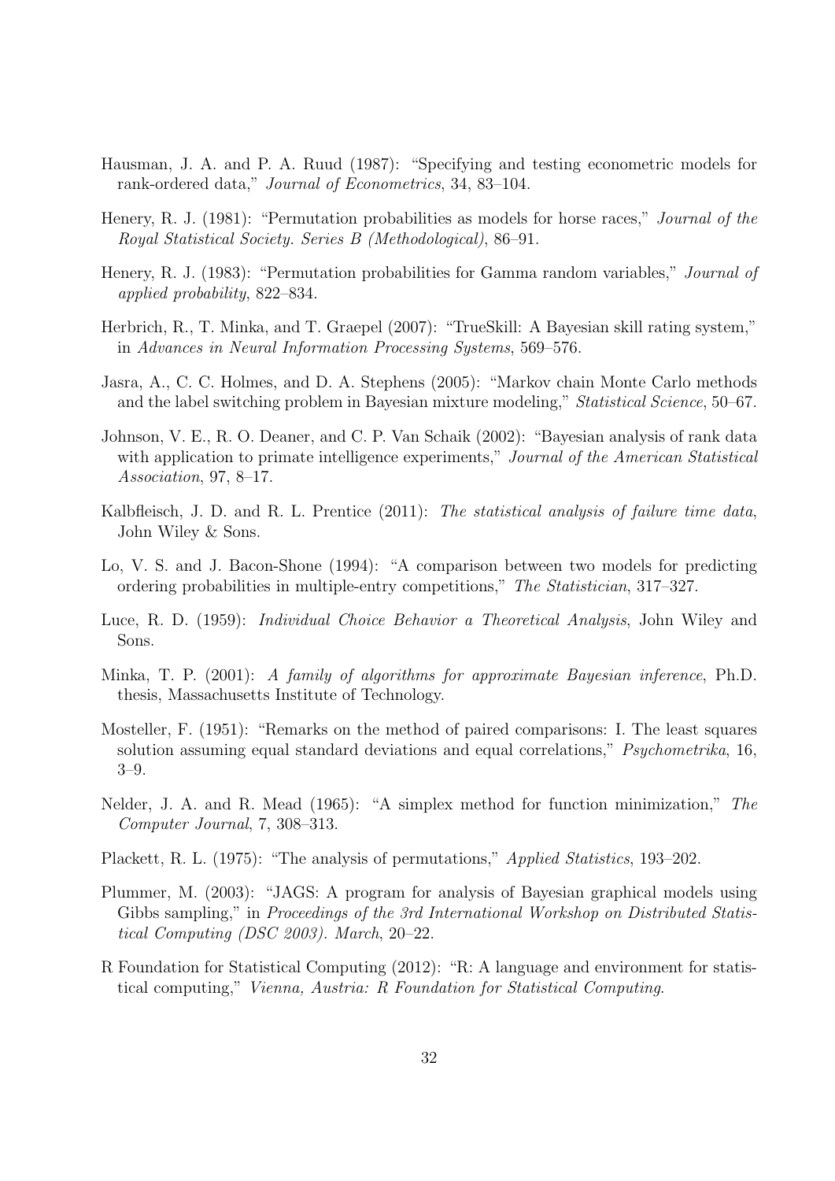Hausman, J. A. and P. A. Ruud (1987): "Specifying and testing econometric models for rank-ordered data," *Journal of Econometrics*, 34, 83–104.

Henery, R. J. (1981): "Permutation probabilities as models for horse races," *Journal of the Royal Statistical Society. Series B (Methodological)*, 86–91.

Henery, R. J. (1983): "Permutation probabilities for Gamma random variables," *Journal of applied probability*, 822–834.

Herbrich, R., T. Minka, and T. Graepel (2007): "TrueSkill: A Bayesian skill rating system," in *Advances in Neural Information Processing Systems*, 569–576.

Jasra, A., C. C. Holmes, and D. A. Stephens (2005): "Markov chain Monte Carlo methods and the label switching problem in Bayesian mixture modeling," *Statistical Science*, 50–67.

Johnson, V. E., R. O. Deaner, and C. P. Van Schaik (2002): "Bayesian analysis of rank data with application to primate intelligence experiments," *Journal of the American Statistical Association*, 97, 8–17.

Kalbfleisch, J. D. and R. L. Prentice (2011): *The statistical analysis of failure time data*, John Wiley & Sons.

Lo, V. S. and J. Bacon-Shone (1994): "A comparison between two models for predicting ordering probabilities in multiple-entry competitions," *The Statistician*, 317–327.

Luce, R. D. (1959): *Individual Choice Behavior a Theoretical Analysis*, John Wiley and Sons.

Minka, T. P. (2001): *A family of algorithms for approximate Bayesian inference*, Ph.D. thesis, Massachusetts Institute of Technology.

Mosteller, F. (1951): "Remarks on the method of paired comparisons: I. The least squares solution assuming equal standard deviations and equal correlations," *Psychometrika*, 16, 3–9.

Nelder, J. A. and R. Mead (1965): "A simplex method for function minimization," *The Computer Journal*, 7, 308–313.

Plackett, R. L. (1975): "The analysis of permutations," *Applied Statistics*, 193–202.

Plummer, M. (2003): "JAGS: A program for analysis of Bayesian graphical models using Gibbs sampling," in *Proceedings of the 3rd International Workshop on Distributed Statistical Computing (DSC 2003). March*, 20–22.

R Foundation for Statistical Computing (2012): "R: A language and environment for statistical computing," *Vienna, Austria: R Foundation for Statistical Computing*.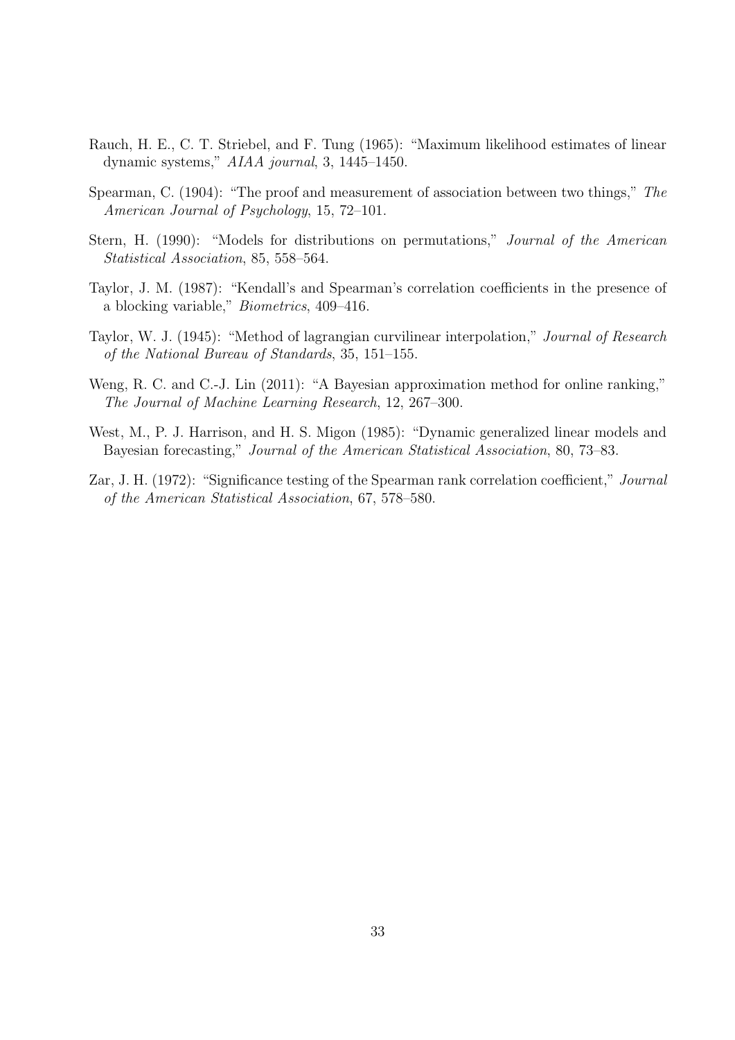Rauch, H. E., C. T. Striebel, and F. Tung (1965): "Maximum likelihood estimates of linear dynamic systems," *AIAA journal*, 3, 1445–1450.

Spearman, C. (1904): "The proof and measurement of association between two things," *The American Journal of Psychology*, 15, 72–101.

Stern, H. (1990): "Models for distributions on permutations," *Journal of the American Statistical Association*, 85, 558–564.

Taylor, J. M. (1987): "Kendall's and Spearman's correlation coefficients in the presence of a blocking variable," *Biometrics*, 409–416.

Taylor, W. J. (1945): "Method of lagrangian curvilinear interpolation," *Journal of Research of the National Bureau of Standards*, 35, 151–155.

Weng, R. C. and C.-J. Lin (2011): "A Bayesian approximation method for online ranking," *The Journal of Machine Learning Research*, 12, 267–300.

West, M., P. J. Harrison, and H. S. Migon (1985): "Dynamic generalized linear models and Bayesian forecasting," *Journal of the American Statistical Association*, 80, 73–83.

Zar, J. H. (1972): "Significance testing of the Spearman rank correlation coefficient," *Journal of the American Statistical Association*, 67, 578–580.